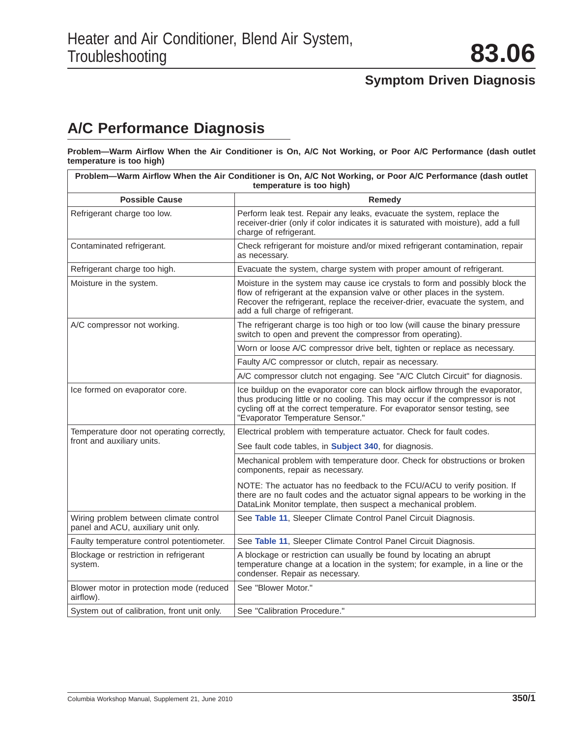# Heater and Air Conditioner, Blend Air System, Troubleshooting

# 83.06

## Symptom Driven Diagnosis

## A/C Performance Diagnosis

**Problem—Warm Airflow When the Air Conditioner is On, A/C Not Working, or Poor A/C Performance (dash outlet temperature is too high)**

| Problem—Warm Airflow When the Air Conditioner is On, A/C Not Working, or Poor A/C Performance (dash outlet temperature is too high) | |
|---|---|
| **Possible Cause** | **Remedy** |
| Refrigerant charge too low. | Perform leak test. Repair any leaks, evacuate the system, replace the receiver-drier (only if color indicates it is saturated with moisture), add a full charge of refrigerant. |
| Contaminated refrigerant. | Check refrigerant for moisture and/or mixed refrigerant contamination, repair as necessary. |
| Refrigerant charge too high. | Evacuate the system, charge system with proper amount of refrigerant. |
| Moisture in the system. | Moisture in the system may cause ice crystals to form and possibly block the flow of refrigerant at the expansion valve or other places in the system. Recover the refrigerant, replace the receiver-drier, evacuate the system, and add a full charge of refrigerant. |
| A/C compressor not working. | The refrigerant charge is too high or too low (will cause the binary pressure switch to open and prevent the compressor from operating). |
| | Worn or loose A/C compressor drive belt, tighten or replace as necessary. |
| | Faulty A/C compressor or clutch, repair as necessary. |
| | A/C compressor clutch not engaging. See "A/C Clutch Circuit" for diagnosis. |
| Ice formed on evaporator core. | Ice buildup on the evaporator core can block airflow through the evaporator, thus producing little or no cooling. This may occur if the compressor is not cycling off at the correct temperature. For evaporator sensor testing, see "Evaporator Temperature Sensor." |
| Temperature door not operating correctly, front and auxiliary units. | Electrical problem with temperature actuator. Check for fault codes. See fault code tables, in **Subject 340**, for diagnosis. |
| | Mechanical problem with temperature door. Check for obstructions or broken components, repair as necessary. NOTE: The actuator has no feedback to the FCU/ACU to verify position. If there are no fault codes and the actuator signal appears to be working in the DataLink Monitor template, then suspect a mechanical problem. |
| Wiring problem between climate control panel and ACU, auxiliary unit only. | See **Table 11**, Sleeper Climate Control Panel Circuit Diagnosis. |
| Faulty temperature control potentiometer. | See **Table 11**, Sleeper Climate Control Panel Circuit Diagnosis. |
| Blockage or restriction in refrigerant system. | A blockage or restriction can usually be found by locating an abrupt temperature change at a location in the system; for example, in a line or the condenser. Repair as necessary. |
| Blower motor in protection mode (reduced airflow). | See "Blower Motor." |
| System out of calibration, front unit only. | See "Calibration Procedure." |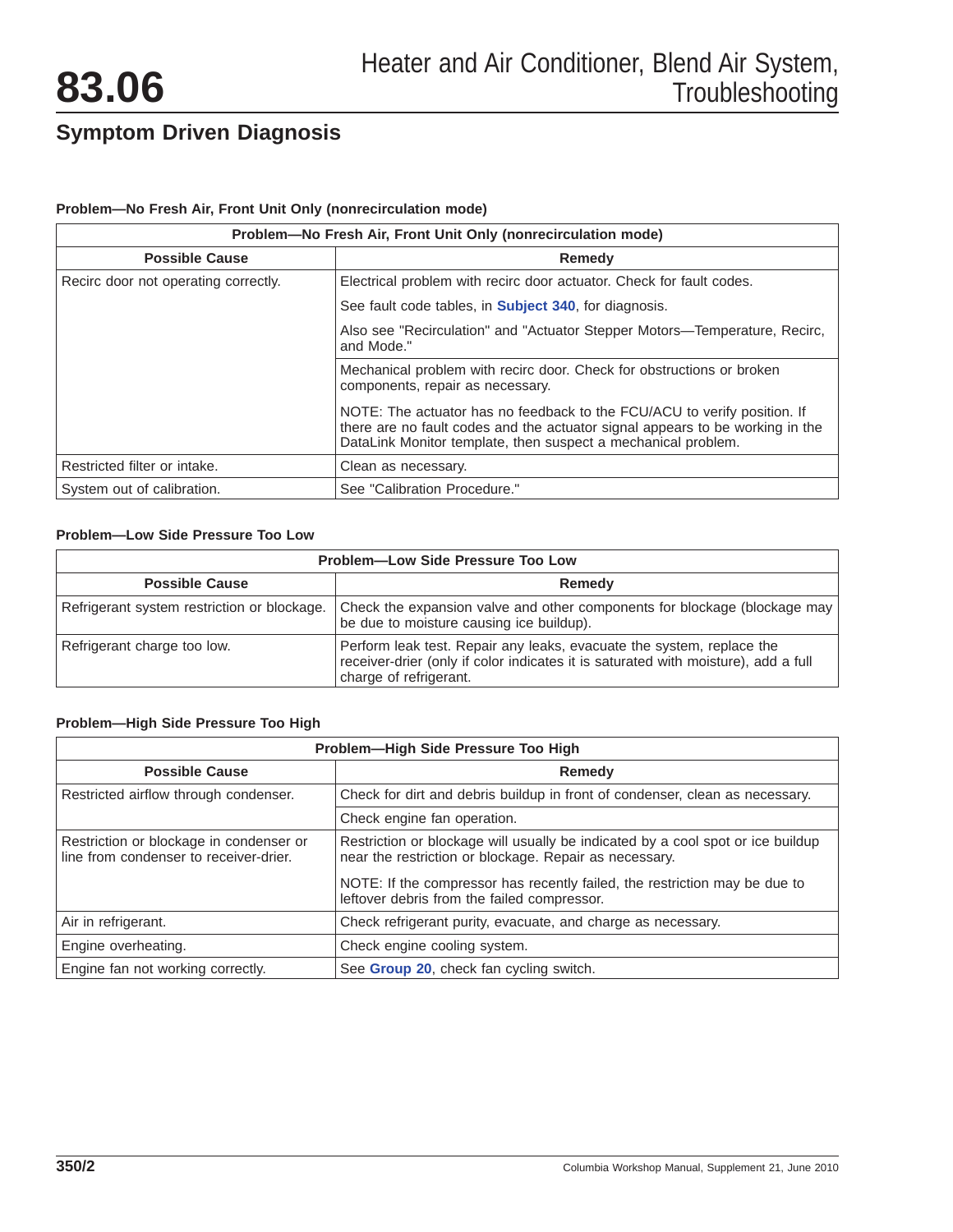# Symptom Driven Diagnosis

**Problem—No Fresh Air, Front Unit Only (nonrecirculation mode)**

| Problem—No Fresh Air, Front Unit Only (nonrecirculation mode) | |
|---|---|
| **Possible Cause** | **Remedy** |
| Recirc door not operating correctly. | Electrical problem with recirc door actuator. Check for fault codes. See fault code tables, in **Subject 340**, for diagnosis. Also see "Recirculation" and "Actuator Stepper Motors—Temperature, Recirc, and Mode." |
| | Mechanical problem with recirc door. Check for obstructions or broken components, repair as necessary. NOTE: The actuator has no feedback to the FCU/ACU to verify position. If there are no fault codes and the actuator signal appears to be working in the DataLink Monitor template, then suspect a mechanical problem. |
| Restricted filter or intake. | Clean as necessary. |
| System out of calibration. | See "Calibration Procedure." |

**Problem—Low Side Pressure Too Low**

| Problem—Low Side Pressure Too Low | |
|---|---|
| **Possible Cause** | **Remedy** |
| Refrigerant system restriction or blockage. | Check the expansion valve and other components for blockage (blockage may be due to moisture causing ice buildup). |
| Refrigerant charge too low. | Perform leak test. Repair any leaks, evacuate the system, replace the receiver-drier (only if color indicates it is saturated with moisture), add a full charge of refrigerant. |

**Problem—High Side Pressure Too High**

| Problem—High Side Pressure Too High | |
|---|---|
| **Possible Cause** | **Remedy** |
| Restricted airflow through condenser. | Check for dirt and debris buildup in front of condenser, clean as necessary. |
| | Check engine fan operation. |
| Restriction or blockage in condenser or line from condenser to receiver-drier. | Restriction or blockage will usually be indicated by a cool spot or ice buildup near the restriction or blockage. Repair as necessary. NOTE: If the compressor has recently failed, the restriction may be due to leftover debris from the failed compressor. |
| Air in refrigerant. | Check refrigerant purity, evacuate, and charge as necessary. |
| Engine overheating. | Check engine cooling system. |
| Engine fan not working correctly. | See **Group 20**, check fan cycling switch. |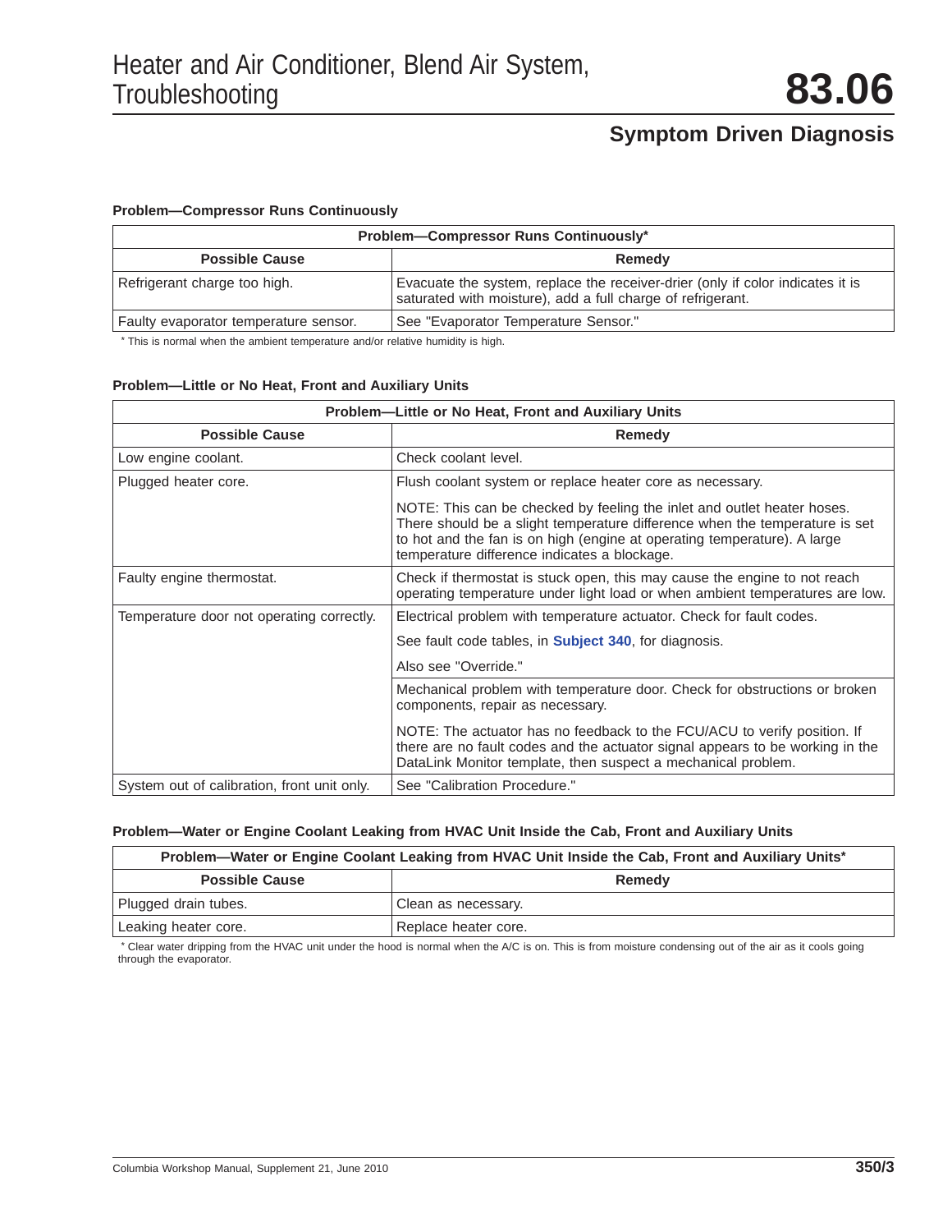# Heater and Air Conditioner, Blend Air System, Troubleshooting

## 83.06

## Symptom Driven Diagnosis

### Problem—Compressor Runs Continuously

| Problem—Compressor Runs Continuously* | |
|---|---|
| **Possible Cause** | **Remedy** |
| Refrigerant charge too high. | Evacuate the system, replace the receiver-drier (only if color indicates it is saturated with moisture), add a full charge of refrigerant. |
| Faulty evaporator temperature sensor. | See "Evaporator Temperature Sensor." |

* This is normal when the ambient temperature and/or relative humidity is high.

### Problem—Little or No Heat, Front and Auxiliary Units

| Problem—Little or No Heat, Front and Auxiliary Units | |
|---|---|
| **Possible Cause** | **Remedy** |
| Low engine coolant. | Check coolant level. |
| Plugged heater core. | Flush coolant system or replace heater core as necessary.<br><br>NOTE: This can be checked by feeling the inlet and outlet heater hoses. There should be a slight temperature difference when the temperature is set to hot and the fan is on high (engine at operating temperature). A large temperature difference indicates a blockage. |
| Faulty engine thermostat. | Check if thermostat is stuck open, this may cause the engine to not reach operating temperature under light load or when ambient temperatures are low. |
| Temperature door not operating correctly. | Electrical problem with temperature actuator. Check for fault codes.<br><br>See fault code tables, in **Subject 340**, for diagnosis.<br><br>Also see "Override." |
| | Mechanical problem with temperature door. Check for obstructions or broken components, repair as necessary.<br><br>NOTE: The actuator has no feedback to the FCU/ACU to verify position. If there are no fault codes and the actuator signal appears to be working in the DataLink Monitor template, then suspect a mechanical problem. |
| System out of calibration, front unit only. | See "Calibration Procedure." |

### Problem—Water or Engine Coolant Leaking from HVAC Unit Inside the Cab, Front and Auxiliary Units

| Problem—Water or Engine Coolant Leaking from HVAC Unit Inside the Cab, Front and Auxiliary Units* | |
|---|---|
| **Possible Cause** | **Remedy** |
| Plugged drain tubes. | Clean as necessary. |
| Leaking heater core. | Replace heater core. |

* Clear water dripping from the HVAC unit under the hood is normal when the A/C is on. This is from moisture condensing out of the air as it cools going through the evaporator.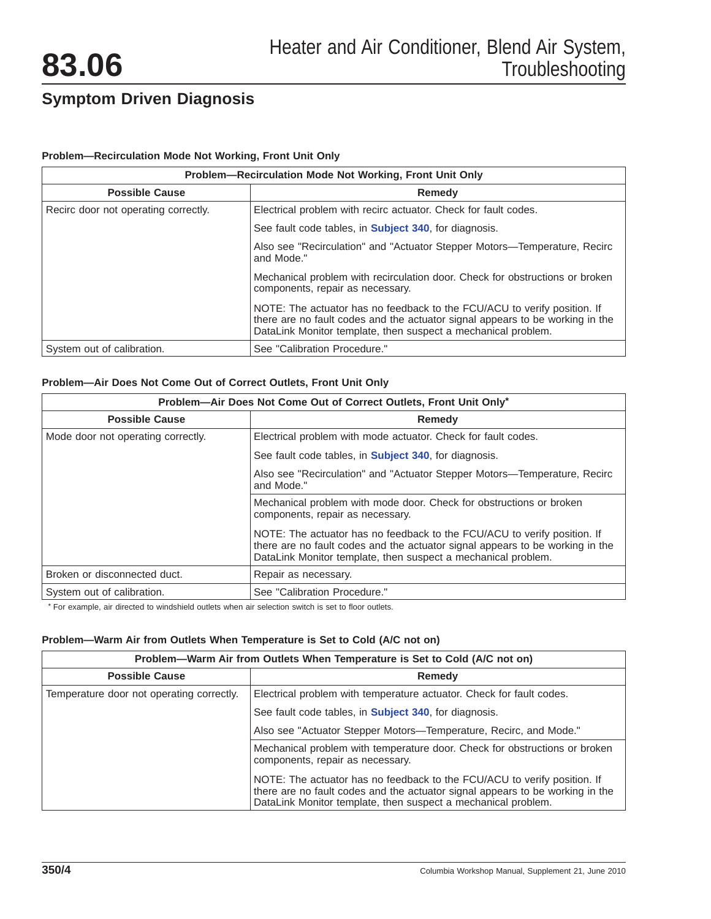# 83.06 Heater and Air Conditioner, Blend Air System, Troubleshooting

## Symptom Driven Diagnosis

### Problem—Recirculation Mode Not Working, Front Unit Only

| Problem—Recirculation Mode Not Working, Front Unit Only | |
|---|---|
| **Possible Cause** | **Remedy** |
| Recirc door not operating correctly. | Electrical problem with recirc actuator. Check for fault codes.<br><br>See fault code tables, in **Subject 340**, for diagnosis.<br><br>Also see "Recirculation" and "Actuator Stepper Motors—Temperature, Recirc and Mode."<br><br>Mechanical problem with recirculation door. Check for obstructions or broken components, repair as necessary.<br><br>NOTE: The actuator has no feedback to the FCU/ACU to verify position. If there are no fault codes and the actuator signal appears to be working in the DataLink Monitor template, then suspect a mechanical problem. |
| System out of calibration. | See "Calibration Procedure." |

### Problem—Air Does Not Come Out of Correct Outlets, Front Unit Only

| Problem—Air Does Not Come Out of Correct Outlets, Front Unit Only* | |
|---|---|
| **Possible Cause** | **Remedy** |
| Mode door not operating correctly. | Electrical problem with mode actuator. Check for fault codes.<br><br>See fault code tables, in **Subject 340**, for diagnosis.<br><br>Also see "Recirculation" and "Actuator Stepper Motors—Temperature, Recirc and Mode."<br><br>Mechanical problem with mode door. Check for obstructions or broken components, repair as necessary.<br><br>NOTE: The actuator has no feedback to the FCU/ACU to verify position. If there are no fault codes and the actuator signal appears to be working in the DataLink Monitor template, then suspect a mechanical problem. |
| Broken or disconnected duct. | Repair as necessary. |
| System out of calibration. | See "Calibration Procedure." |

* For example, air directed to windshield outlets when air selection switch is set to floor outlets.

### Problem—Warm Air from Outlets When Temperature is Set to Cold (A/C not on)

| Problem—Warm Air from Outlets When Temperature is Set to Cold (A/C not on) | |
|---|---|
| **Possible Cause** | **Remedy** |
| Temperature door not operating correctly. | Electrical problem with temperature actuator. Check for fault codes.<br><br>See fault code tables, in **Subject 340**, for diagnosis.<br><br>Also see "Actuator Stepper Motors—Temperature, Recirc, and Mode."<br><br>Mechanical problem with temperature door. Check for obstructions or broken components, repair as necessary.<br><br>NOTE: The actuator has no feedback to the FCU/ACU to verify position. If there are no fault codes and the actuator signal appears to be working in the DataLink Monitor template, then suspect a mechanical problem. |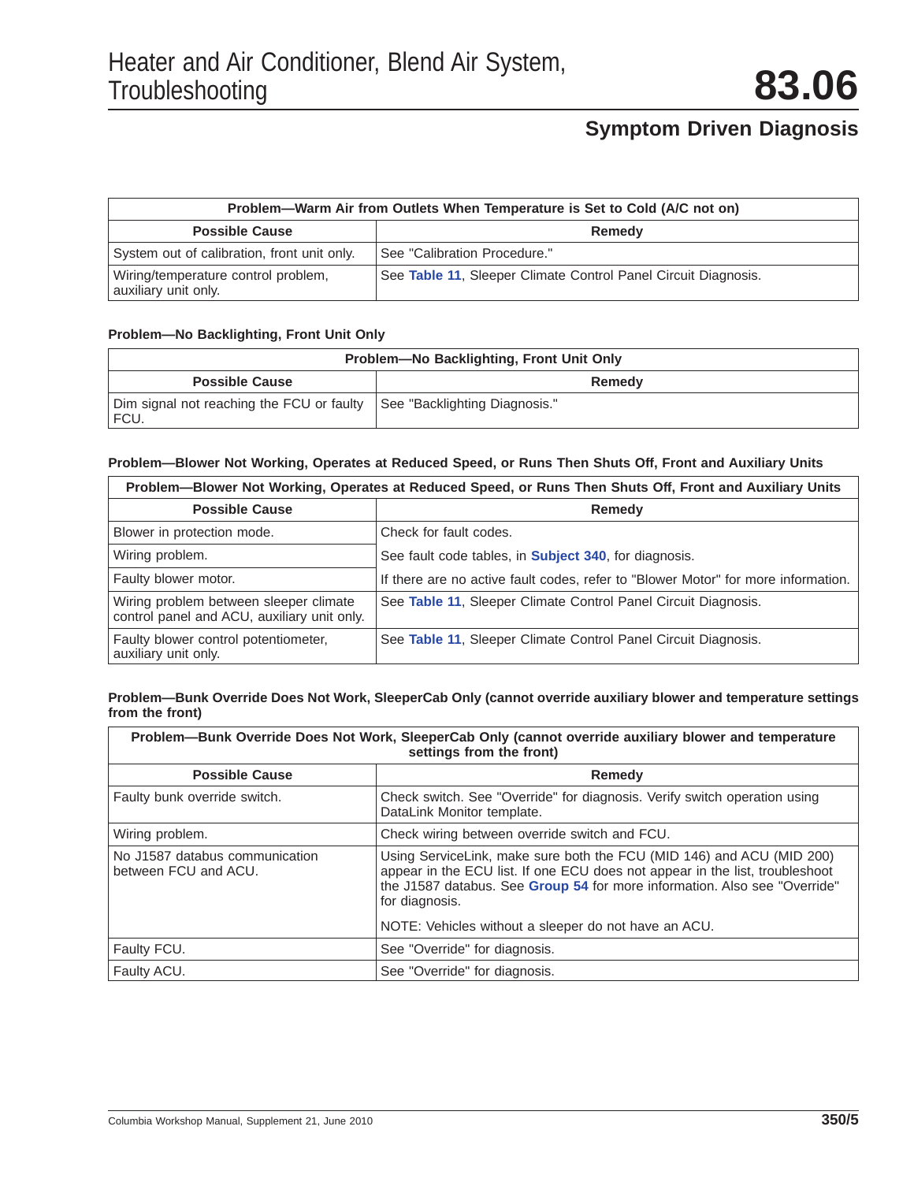## Symptom Driven Diagnosis

| Problem—Warm Air from Outlets When Temperature is Set to Cold (A/C not on) | |
|---|---|
| **Possible Cause** | **Remedy** |
| System out of calibration, front unit only. | See "Calibration Procedure." |
| Wiring/temperature control problem, auxiliary unit only. | See **Table 11**, Sleeper Climate Control Panel Circuit Diagnosis. |

**Problem—No Backlighting, Front Unit Only**

| Problem—No Backlighting, Front Unit Only | |
|---|---|
| **Possible Cause** | **Remedy** |
| Dim signal not reaching the FCU or faulty FCU. | See "Backlighting Diagnosis." |

**Problem—Blower Not Working, Operates at Reduced Speed, or Runs Then Shuts Off, Front and Auxiliary Units**

| Problem—Blower Not Working, Operates at Reduced Speed, or Runs Then Shuts Off, Front and Auxiliary Units | |
|---|---|
| **Possible Cause** | **Remedy** |
| Blower in protection mode. | Check for fault codes. |
| Wiring problem. | See fault code tables, in **Subject 340**, for diagnosis. |
| Faulty blower motor. | If there are no active fault codes, refer to "Blower Motor" for more information. |
| Wiring problem between sleeper climate control panel and ACU, auxiliary unit only. | See **Table 11**, Sleeper Climate Control Panel Circuit Diagnosis. |
| Faulty blower control potentiometer, auxiliary unit only. | See **Table 11**, Sleeper Climate Control Panel Circuit Diagnosis. |

**Problem—Bunk Override Does Not Work, SleeperCab Only (cannot override auxiliary blower and temperature settings from the front)**

| Problem—Bunk Override Does Not Work, SleeperCab Only (cannot override auxiliary blower and temperature settings from the front) | |
|---|---|
| **Possible Cause** | **Remedy** |
| Faulty bunk override switch. | Check switch. See "Override" for diagnosis. Verify switch operation using DataLink Monitor template. |
| Wiring problem. | Check wiring between override switch and FCU. |
| No J1587 databus communication between FCU and ACU. | Using ServiceLink, make sure both the FCU (MID 146) and ACU (MID 200) appear in the ECU list. If one ECU does not appear in the list, troubleshoot the J1587 databus. See **Group 54** for more information. Also see "Override" for diagnosis.<br><br>NOTE: Vehicles without a sleeper do not have an ACU. |
| Faulty FCU. | See "Override" for diagnosis. |
| Faulty ACU. | See "Override" for diagnosis. |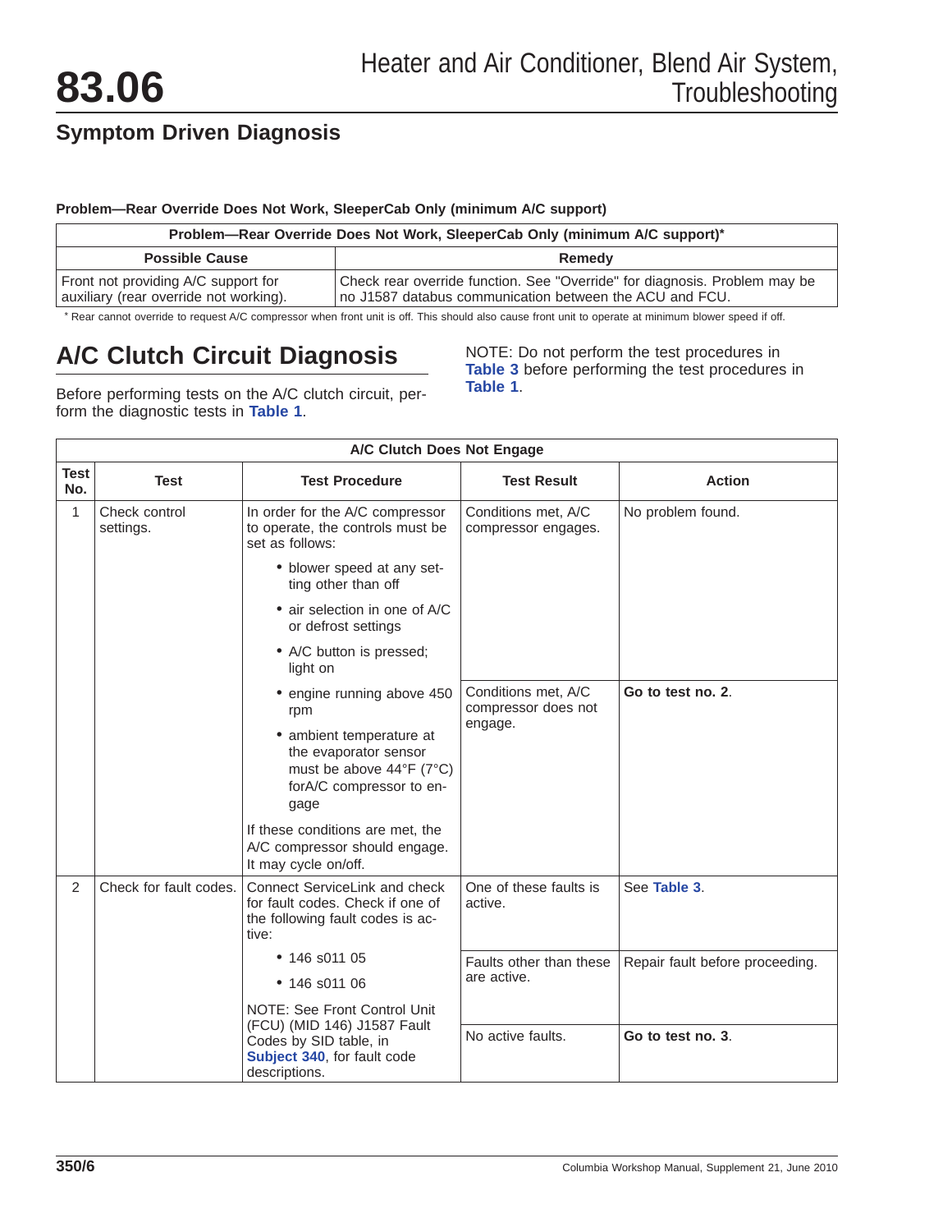## Symptom Driven Diagnosis

**Problem—Rear Override Does Not Work, SleeperCab Only (minimum A/C support)**

| Problem—Rear Override Does Not Work, SleeperCab Only (minimum A/C support)* | |
|---|---|
| **Possible Cause** | **Remedy** |
| Front not providing A/C support for auxiliary (rear override not working). | Check rear override function. See "Override" for diagnosis. Problem may be no J1587 databus communication between the ACU and FCU. |

* Rear cannot override to request A/C compressor when front unit is off. This should also cause front unit to operate at minimum blower speed if off.

# A/C Clutch Circuit Diagnosis

Before performing tests on the A/C clutch circuit, perform the diagnostic tests in **Table 1**.

NOTE: Do not perform the test procedures in **Table 3** before performing the test procedures in **Table 1**.

| A/C Clutch Does Not Engage | | | | |
|---|---|---|---|---|
| **Test No.** | **Test** | **Test Procedure** | **Test Result** | **Action** |
| 1 | Check control settings. | In order for the A/C compressor to operate, the controls must be set as follows:<br>• blower speed at any setting other than off<br>• air selection in one of A/C or defrost settings<br>• A/C button is pressed; light on<br>• engine running above 450 rpm<br>• ambient temperature at the evaporator sensor must be above 44°F (7°C) forA/C compressor to engage<br>If these conditions are met, the A/C compressor should engage. It may cycle on/off. | Conditions met, A/C compressor engages. | No problem found. |
| | | | Conditions met, A/C compressor does not engage. | **Go to test no. 2**. |
| 2 | Check for fault codes. | Connect ServiceLink and check for fault codes. Check if one of the following fault codes is active:<br>• 146 s011 05<br>• 146 s011 06<br>NOTE: See Front Control Unit (FCU) (MID 146) J1587 Fault Codes by SID table, in **Subject 340**, for fault code descriptions. | One of these faults is active. | See **Table 3**. |
| | | | Faults other than these are active. | Repair fault before proceeding. |
| | | | No active faults. | **Go to test no. 3**. |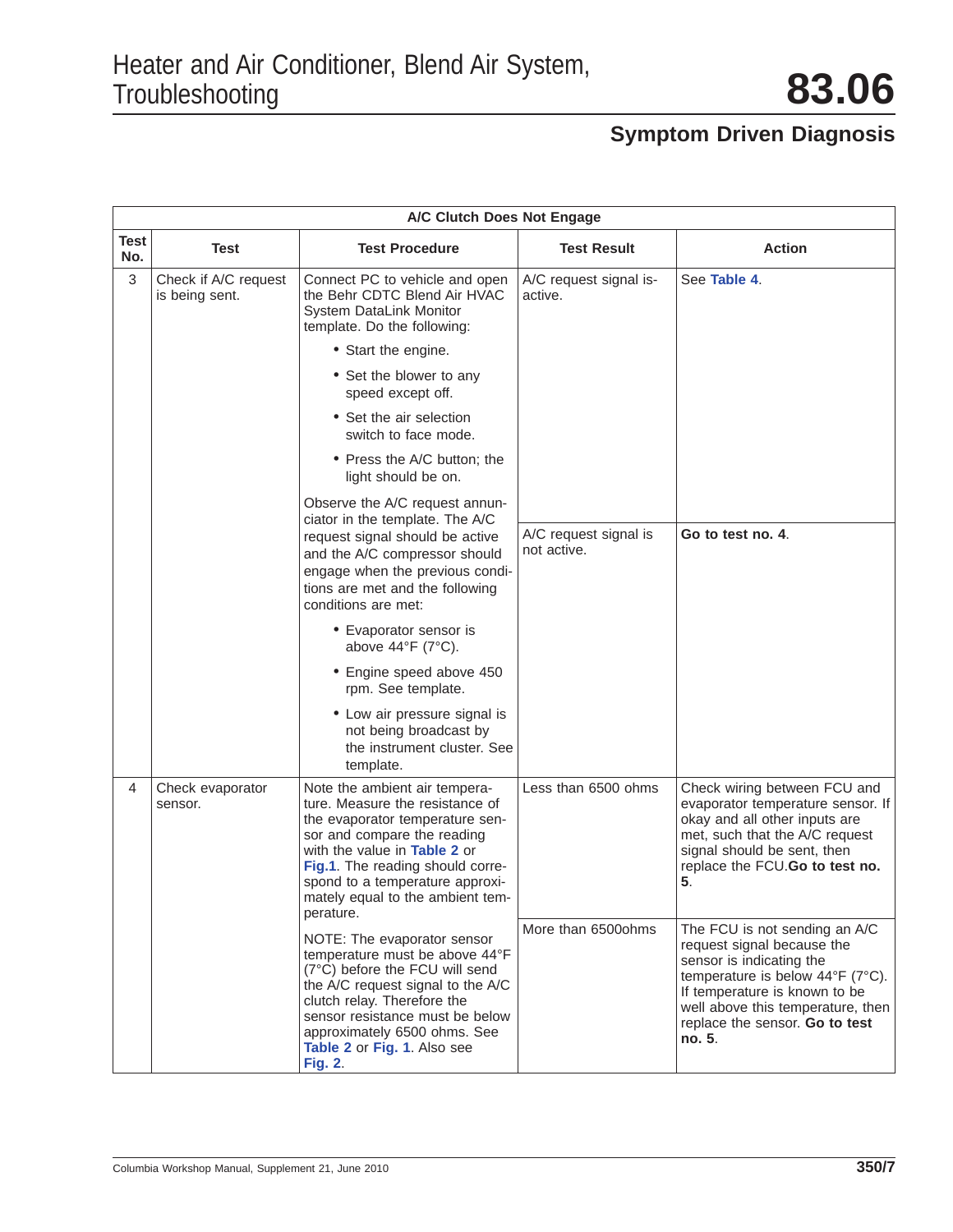## Symptom Driven Diagnosis

| A/C Clutch Does Not Engage | | | | |
|---|---|---|---|---|
| **Test No.** | **Test** | **Test Procedure** | **Test Result** | **Action** |
| 3 | Check if A/C request is being sent. | Connect PC to vehicle and open the Behr CDTC Blend Air HVAC System DataLink Monitor template. Do the following: • Start the engine. • Set the blower to any speed except off. • Set the air selection switch to face mode. • Press the A/C button; the light should be on. Observe the A/C request annunciator in the template. The A/C request signal should be active and the A/C compressor should engage when the previous conditions are met and the following conditions are met: • Evaporator sensor is above 44°F (7°C). • Engine speed above 450 rpm. See template. • Low air pressure signal is not being broadcast by the instrument cluster. See template. | A/C request signal is active. | See **Table 4**. |
| | | | A/C request signal is not active. | **Go to test no. 4**. |
| 4 | Check evaporator sensor. | Note the ambient air temperature. Measure the resistance of the evaporator temperature sensor and compare the reading with the value in **Table 2** or **Fig.1**. The reading should correspond to a temperature approximately equal to the ambient temperature. NOTE: The evaporator sensor temperature must be above 44°F (7°C) before the FCU will send the A/C request signal to the A/C clutch relay. Therefore the sensor resistance must be below approximately 6500 ohms. See **Table 2** or **Fig. 1**. Also see **Fig. 2**. | Less than 6500 ohms | Check wiring between FCU and evaporator temperature sensor. If okay and all other inputs are met, such that the A/C request signal should be sent, then replace the FCU. **Go to test no. 5**. |
| | | | More than 6500ohms | The FCU is not sending an A/C request signal because the sensor is indicating the temperature is below 44°F (7°C). If temperature is known to be well above this temperature, then replace the sensor. **Go to test no. 5**. |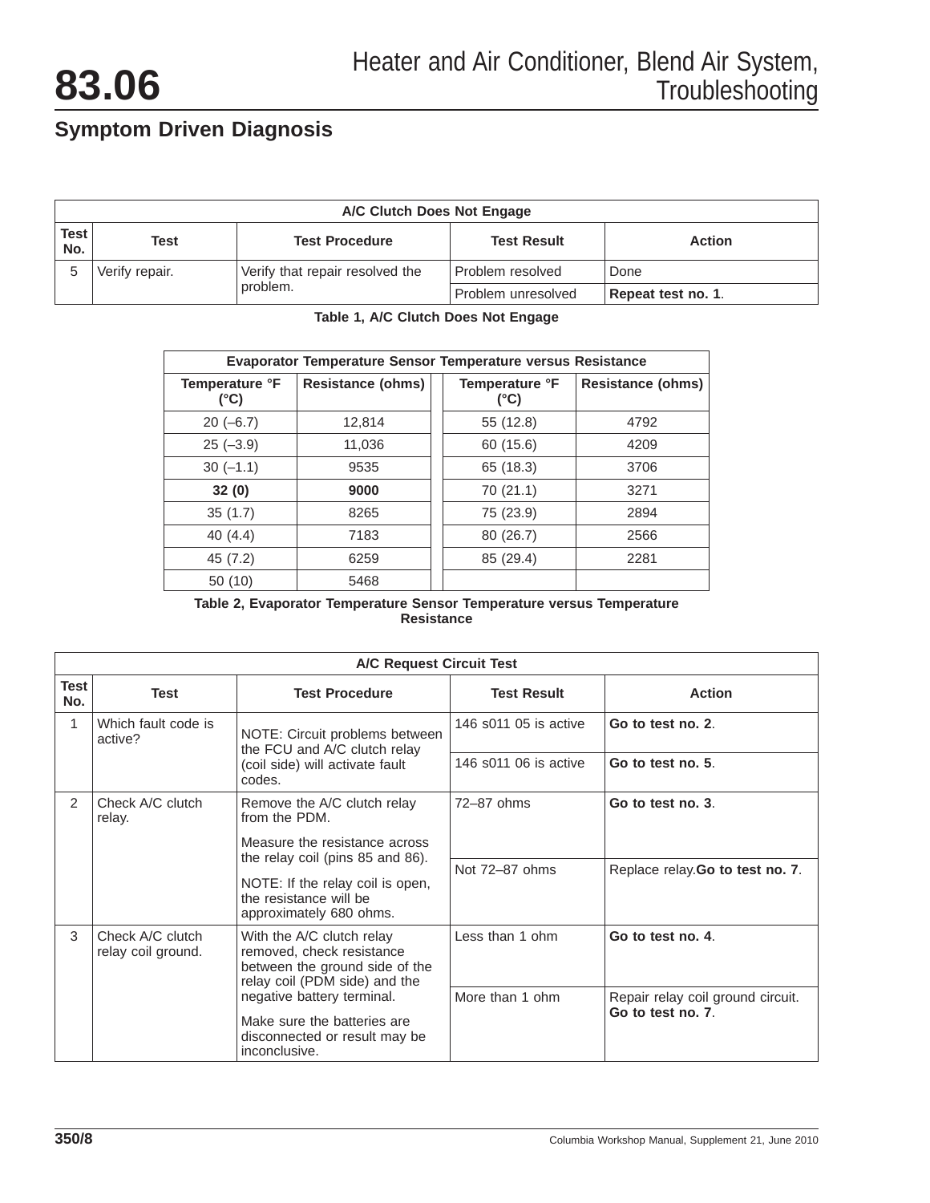## Symptom Driven Diagnosis

| A/C Clutch Does Not Engage | | | | |
|---|---|---|---|---|
| Test No. | Test | Test Procedure | Test Result | Action |
| 5 | Verify repair. | Verify that repair resolved the problem. | Problem resolved | Done |
| | | | Problem unresolved | **Repeat test no. 1**. |

**Table 1, A/C Clutch Does Not Engage**

| Evaporator Temperature Sensor Temperature versus Resistance | | | | |
|---|---|---|---|---|
| Temperature °F (°C) | Resistance (ohms) | | Temperature °F (°C) | Resistance (ohms) |
| 20 (–6.7) | 12,814 | | 55 (12.8) | 4792 |
| 25 (–3.9) | 11,036 | | 60 (15.6) | 4209 |
| 30 (–1.1) | 9535 | | 65 (18.3) | 3706 |
| **32 (0)** | **9000** | | 70 (21.1) | 3271 |
| 35 (1.7) | 8265 | | 75 (23.9) | 2894 |
| 40 (4.4) | 7183 | | 80 (26.7) | 2566 |
| 45 (7.2) | 6259 | | 85 (29.4) | 2281 |
| 50 (10) | 5468 | | | |

**Table 2, Evaporator Temperature Sensor Temperature versus Temperature Resistance**

| A/C Request Circuit Test | | | | |
|---|---|---|---|---|
| Test No. | Test | Test Procedure | Test Result | Action |
| 1 | Which fault code is active? | NOTE: Circuit problems between the FCU and A/C clutch relay (coil side) will activate fault codes. | 146 s011 05 is active | **Go to test no. 2**. |
| | | | 146 s011 06 is active | **Go to test no. 5**. |
| 2 | Check A/C clutch relay. | Remove the A/C clutch relay from the PDM. Measure the resistance across the relay coil (pins 85 and 86). NOTE: If the relay coil is open, the resistance will be approximately 680 ohms. | 72–87 ohms | **Go to test no. 3**. |
| | | | Not 72–87 ohms | Replace relay.**Go to test no. 7**. |
| 3 | Check A/C clutch relay coil ground. | With the A/C clutch relay removed, check resistance between the ground side of the relay coil (PDM side) and the negative battery terminal. Make sure the batteries are disconnected or result may be inconclusive. | Less than 1 ohm | **Go to test no. 4**. |
| | | | More than 1 ohm | Repair relay coil ground circuit. **Go to test no. 7**. |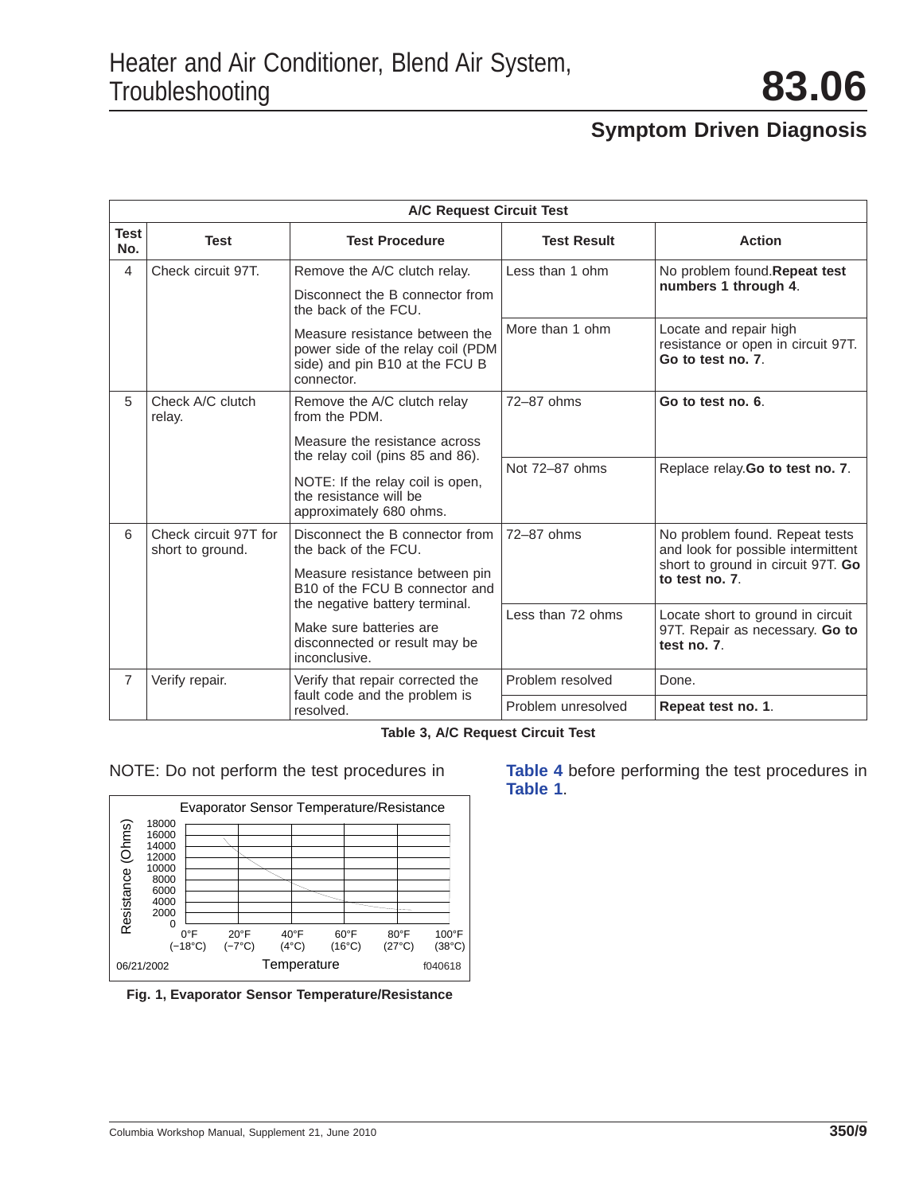## Symptom Driven Diagnosis

| A/C Request Circuit Test | | | | |
|---|---|---|---|---|
| **Test No.** | **Test** | **Test Procedure** | **Test Result** | **Action** |
| 4 | Check circuit 97T. | Remove the A/C clutch relay.<br><br>Disconnect the B connector from the back of the FCU.<br><br>Measure resistance between the power side of the relay coil (PDM side) and pin B10 at the FCU B connector. | Less than 1 ohm | No problem found. **Repeat test numbers 1 through 4**. |
| | | | More than 1 ohm | Locate and repair high resistance or open in circuit 97T. **Go to test no. 7**. |
| 5 | Check A/C clutch relay. | Remove the A/C clutch relay from the PDM.<br><br>Measure the resistance across the relay coil (pins 85 and 86).<br><br>NOTE: If the relay coil is open, the resistance will be approximately 680 ohms. | 72–87 ohms | **Go to test no. 6**. |
| | | | Not 72–87 ohms | Replace relay. **Go to test no. 7**. |
| 6 | Check circuit 97T for short to ground. | Disconnect the B connector from the back of the FCU.<br><br>Measure resistance between pin B10 of the FCU B connector and the negative battery terminal.<br><br>Make sure batteries are disconnected or result may be inconclusive. | 72–87 ohms | No problem found. Repeat tests and look for possible intermittent short to ground in circuit 97T. **Go to test no. 7**. |
| | | | Less than 72 ohms | Locate short to ground in circuit 97T. Repair as necessary. **Go to test no. 7**. |
| 7 | Verify repair. | Verify that repair corrected the fault code and the problem is resolved. | Problem resolved | Done. |
| | | | Problem unresolved | **Repeat test no. 1**. |

Table 3, A/C Request Circuit Test

NOTE: Do not perform the test procedures in **Table 4** before performing the test procedures in **Table 1**.

Fig. 1, Evaporator Sensor Temperature/Resistance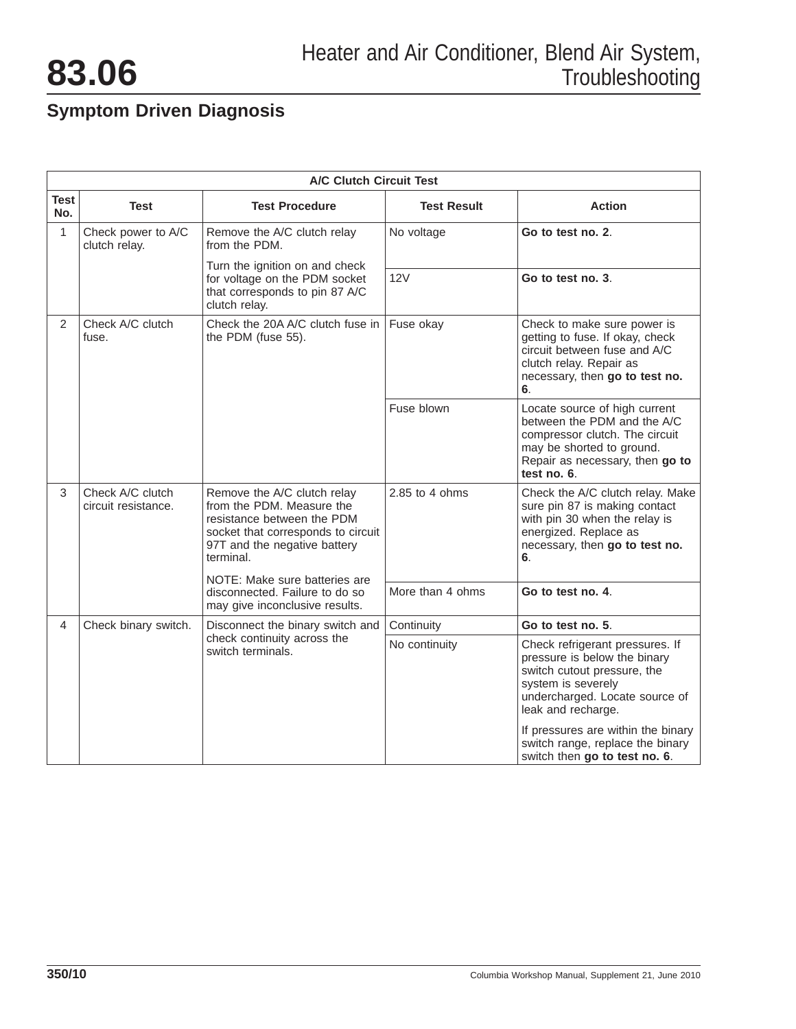## Symptom Driven Diagnosis

| A/C Clutch Circuit Test | | | | |
|---|---|---|---|---|
| **Test No.** | **Test** | **Test Procedure** | **Test Result** | **Action** |
| 1 | Check power to A/C clutch relay. | Remove the A/C clutch relay from the PDM. Turn the ignition on and check for voltage on the PDM socket that corresponds to pin 87 A/C clutch relay. | No voltage | **Go to test no. 2**. |
| | | | 12V | **Go to test no. 3**. |
| 2 | Check A/C clutch fuse. | Check the 20A A/C clutch fuse in the PDM (fuse 55). | Fuse okay | Check to make sure power is getting to fuse. If okay, check circuit between fuse and A/C clutch relay. Repair as necessary, then **go to test no. 6**. |
| | | | Fuse blown | Locate source of high current between the PDM and the A/C compressor clutch. The circuit may be shorted to ground. Repair as necessary, then **go to test no. 6**. |
| 3 | Check A/C clutch circuit resistance. | Remove the A/C clutch relay from the PDM. Measure the resistance between the PDM socket that corresponds to circuit 97T and the negative battery terminal. NOTE: Make sure batteries are disconnected. Failure to do so may give inconclusive results. | 2.85 to 4 ohms | Check the A/C clutch relay. Make sure pin 87 is making contact with pin 30 when the relay is energized. Replace as necessary, then **go to test no. 6**. |
| | | | More than 4 ohms | **Go to test no. 4**. |
| 4 | Check binary switch. | Disconnect the binary switch and check continuity across the switch terminals. | Continuity | **Go to test no. 5**. |
| | | | No continuity | Check refrigerant pressures. If pressure is below the binary switch cutout pressure, the system is severely undercharged. Locate source of leak and recharge. If pressures are within the binary switch range, replace the binary switch then **go to test no. 6**. |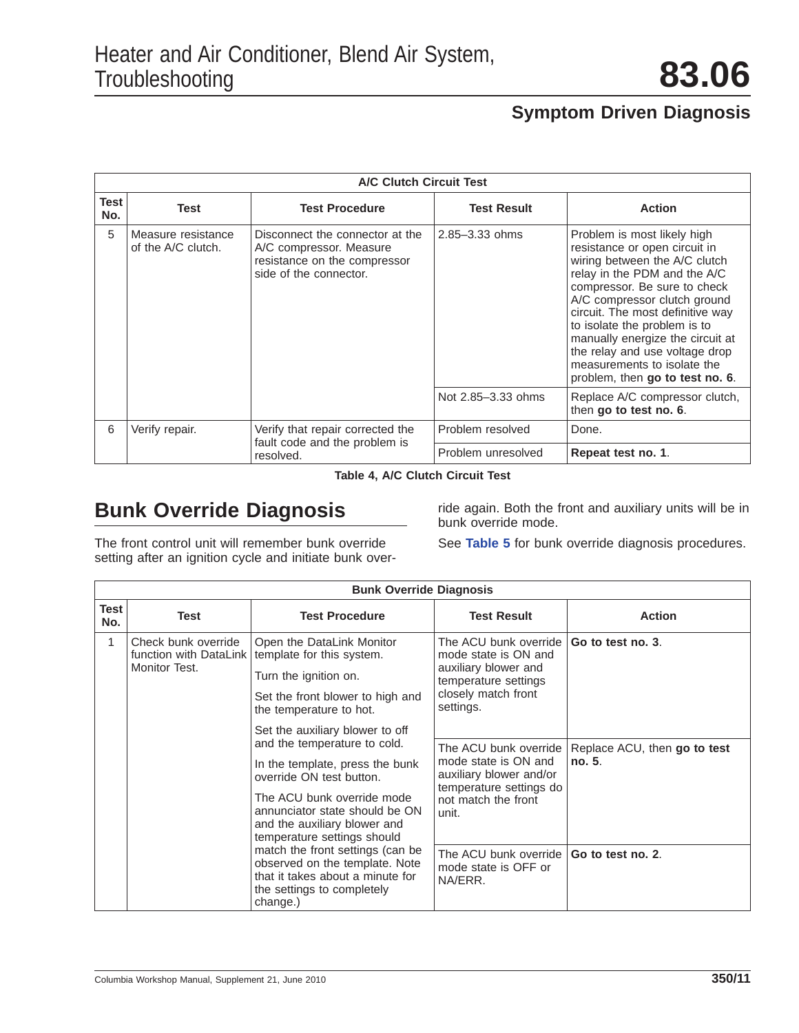## Symptom Driven Diagnosis

| A/C Clutch Circuit Test | | | | |
|---|---|---|---|---|
| **Test No.** | **Test** | **Test Procedure** | **Test Result** | **Action** |
| 5 | Measure resistance of the A/C clutch. | Disconnect the connector at the A/C compressor. Measure resistance on the compressor side of the connector. | 2.85–3.33 ohms | Problem is most likely high resistance or open circuit in wiring between the A/C clutch relay in the PDM and the A/C compressor. Be sure to check A/C compressor clutch ground circuit. The most definitive way to isolate the problem is to manually energize the circuit at the relay and use voltage drop measurements to isolate the problem, then **go to test no. 6**. |
| | | | Not 2.85–3.33 ohms | Replace A/C compressor clutch, then **go to test no. 6**. |
| 6 | Verify repair. | Verify that repair corrected the fault code and the problem is resolved. | Problem resolved | Done. |
| | | | Problem unresolved | **Repeat test no. 1**. |

**Table 4, A/C Clutch Circuit Test**

## Bunk Override Diagnosis

The front control unit will remember bunk override setting after an ignition cycle and initiate bunk override again. Both the front and auxiliary units will be in bunk override mode.

See **Table 5** for bunk override diagnosis procedures.

| Bunk Override Diagnosis | | | | |
|---|---|---|---|---|
| **Test No.** | **Test** | **Test Procedure** | **Test Result** | **Action** |
| 1 | Check bunk override function with DataLink Monitor Test. | Open the DataLink Monitor template for this system. Turn the ignition on. Set the front blower to high and the temperature to hot. Set the auxiliary blower to off and the temperature to cold. In the template, press the bunk override ON test button. The ACU bunk override mode annunciator state should be ON and the auxiliary blower and temperature settings should match the front settings (can be observed on the template. Note that it takes about a minute for the settings to completely change.) | The ACU bunk override mode state is ON and auxiliary blower and temperature settings closely match front settings. | **Go to test no. 3**. |
| | | | The ACU bunk override mode state is ON and auxiliary blower and/or temperature settings do not match the front unit. | Replace ACU, then **go to test no. 5**. |
| | | | The ACU bunk override mode state is OFF or NA/ERR. | **Go to test no. 2**. |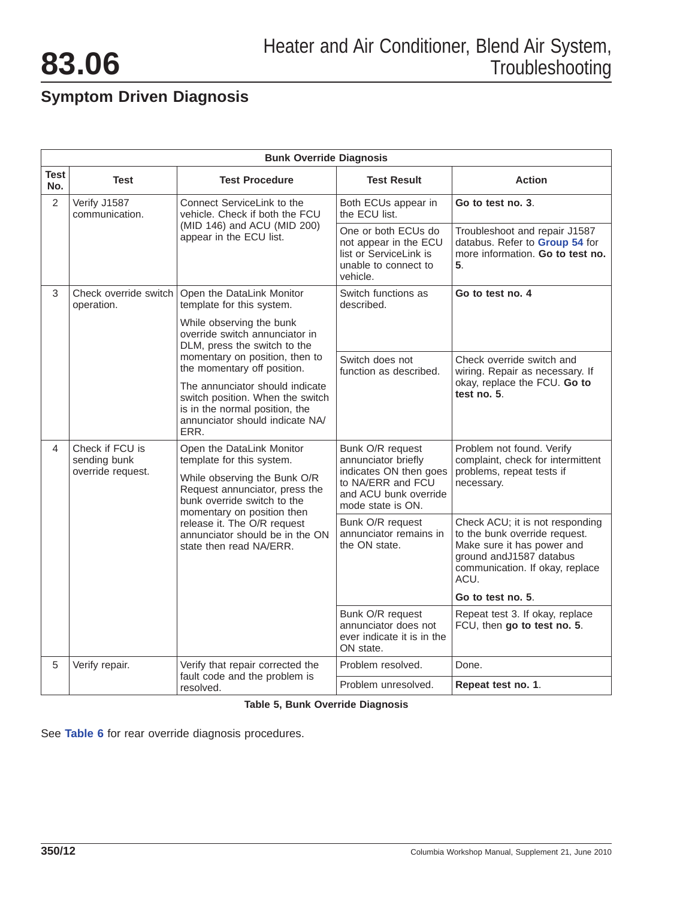## Symptom Driven Diagnosis

| Bunk Override Diagnosis | | | | |
|---|---|---|---|---|
| **Test No.** | **Test** | **Test Procedure** | **Test Result** | **Action** |
| 2 | Verify J1587 communication. | Connect ServiceLink to the vehicle. Check if both the FCU (MID 146) and ACU (MID 200) appear in the ECU list. | Both ECUs appear in the ECU list. | **Go to test no. 3**. |
| | | | One or both ECUs do not appear in the ECU list or ServiceLink is unable to connect to vehicle. | Troubleshoot and repair J1587 databus. Refer to **Group 54** for more information. **Go to test no. 5**. |
| 3 | Check override switch operation. | Open the DataLink Monitor template for this system. While observing the bunk override switch annunciator in DLM, press the switch to the momentary on position, then to the momentary off position. The annunciator should indicate switch position. When the switch is in the normal position, the annunciator should indicate NA/ERR. | Switch functions as described. | **Go to test no. 4** |
| | | | Switch does not function as described. | Check override switch and wiring. Repair as necessary. If okay, replace the FCU. **Go to test no. 5**. |
| 4 | Check if FCU is sending bunk override request. | Open the DataLink Monitor template for this system. While observing the Bunk O/R Request annunciator, press the bunk override switch to the momentary on position then release it. The O/R request annunciator should be in the ON state then read NA/ERR. | Bunk O/R request annunciator briefly indicates ON then goes to NA/ERR and FCU and ACU bunk override mode state is ON. | Problem not found. Verify complaint, check for intermittent problems, repeat tests if necessary. |
| | | | Bunk O/R request annunciator remains in the ON state. | Check ACU; it is not responding to the bunk override request. Make sure it has power and ground andJ1587 databus communication. If okay, replace ACU. **Go to test no. 5**. |
| | | | Bunk O/R request annunciator does not ever indicate it is in the ON state. | Repeat test 3. If okay, replace FCU, then **go to test no. 5**. |
| 5 | Verify repair. | Verify that repair corrected the fault code and the problem is resolved. | Problem resolved. | Done. |
| | | | Problem unresolved. | **Repeat test no. 1**. |

**Table 5, Bunk Override Diagnosis**

See **Table 6** for rear override diagnosis procedures.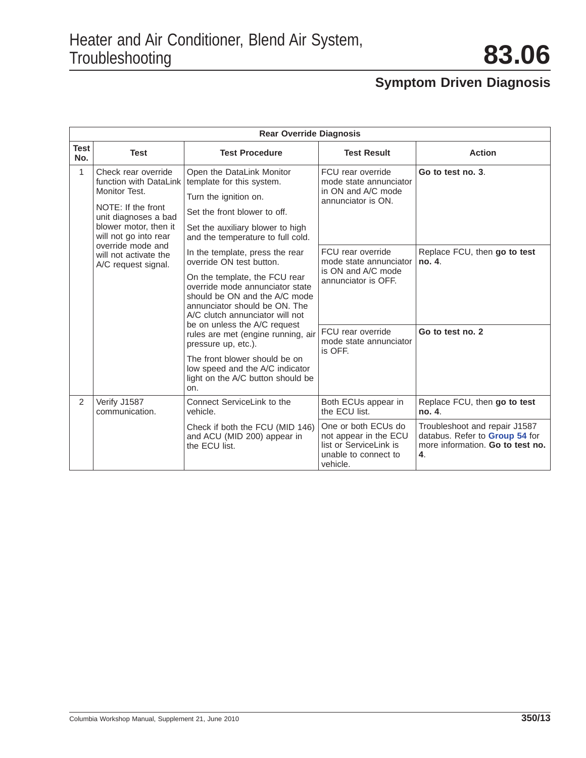## Symptom Driven Diagnosis

| Rear Override Diagnosis | | | | |
|---|---|---|---|---|
| **Test No.** | **Test** | **Test Procedure** | **Test Result** | **Action** |
| 1 | Check rear override function with DataLink Monitor Test.<br><br>NOTE: If the front unit diagnoses a bad blower motor, then it will not go into rear override mode and will not activate the A/C request signal. | Open the DataLink Monitor template for this system.<br><br>Turn the ignition on.<br><br>Set the front blower to off.<br><br>Set the auxiliary blower to high and the temperature to full cold.<br><br>In the template, press the rear override ON test button.<br><br>On the template, the FCU rear override mode annunciator state should be ON and the A/C mode annunciator should be ON. The A/C clutch annunciator will not be on unless the A/C request rules are met (engine running, air pressure up, etc.).<br><br>The front blower should be on low speed and the A/C indicator light on the A/C button should be on. | FCU rear override mode state annunciator in ON and A/C mode annunciator is ON. | **Go to test no. 3**. |
| | | | FCU rear override mode state annunciator is ON and A/C mode annunciator is OFF. | Replace FCU, then **go to test no. 4**. |
| | | | FCU rear override mode state annunciator is OFF. | **Go to test no. 2** |
| 2 | Verify J1587 communication. | Connect ServiceLink to the vehicle.<br><br>Check if both the FCU (MID 146) and ACU (MID 200) appear in the ECU list. | Both ECUs appear in the ECU list. | Replace FCU, then **go to test no. 4**. |
| | | | One or both ECUs do not appear in the ECU list or ServiceLink is unable to connect to vehicle. | Troubleshoot and repair J1587 databus. Refer to **Group 54** for more information. **Go to test no. 4**. |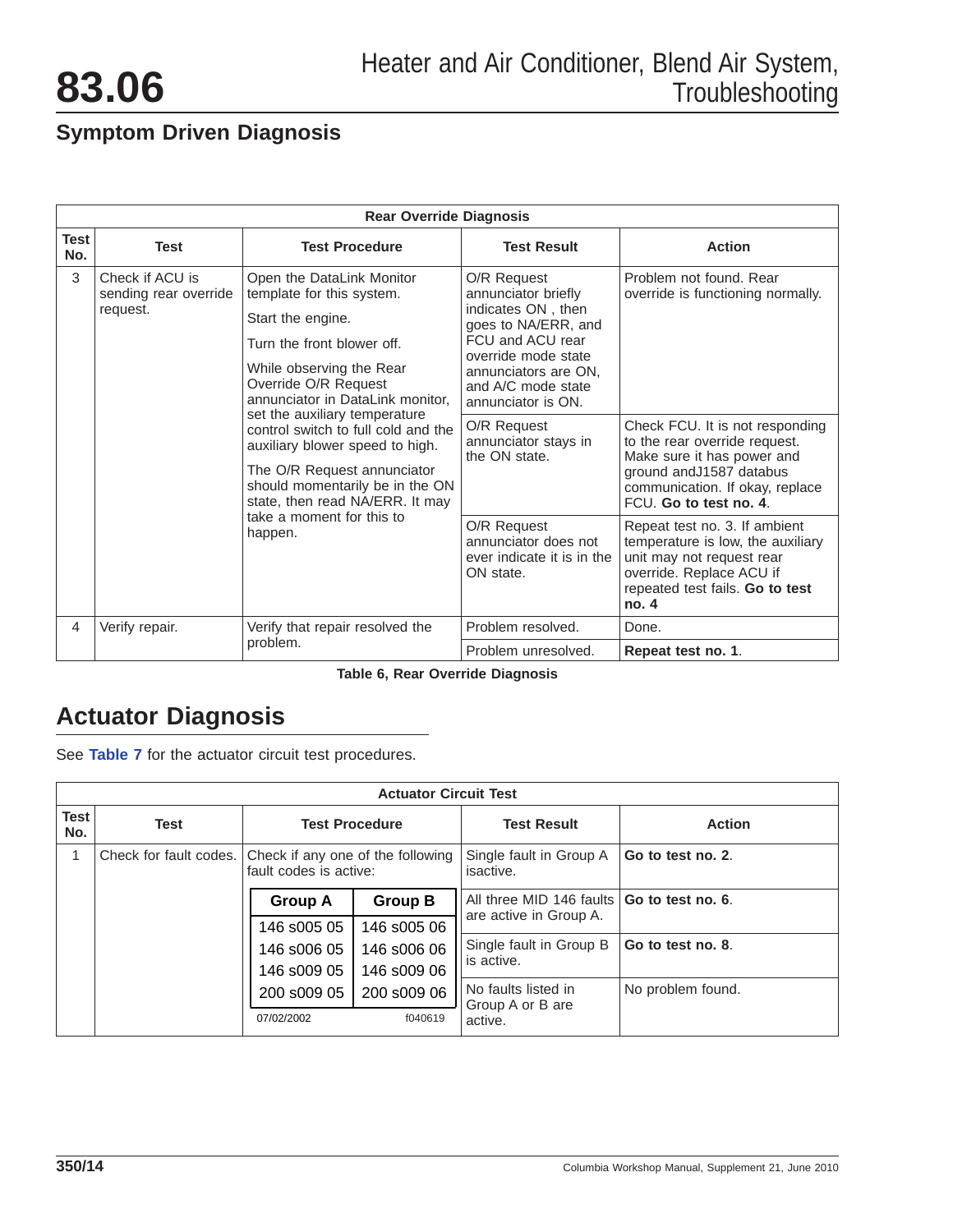## Symptom Driven Diagnosis

| Rear Override Diagnosis | | | | |
|---|---|---|---|---|
| **Test No.** | **Test** | **Test Procedure** | **Test Result** | **Action** |
| 3 | Check if ACU is sending rear override request. | Open the DataLink Monitor template for this system.<br><br>Start the engine.<br><br>Turn the front blower off.<br><br>While observing the Rear Override O/R Request annunciator in DataLink monitor, set the auxiliary temperature control switch to full cold and the auxiliary blower speed to high.<br><br>The O/R Request annunciator should momentarily be in the ON state, then read NA/ERR. It may take a moment for this to happen. | O/R Request annunciator briefly indicates ON , then goes to NA/ERR, and FCU and ACU rear override mode state annunciators are ON, and A/C mode state annunciator is ON. | Problem not found. Rear override is functioning normally. |
| | | | O/R Request annunciator stays in the ON state. | Check FCU. It is not responding to the rear override request. Make sure it has power and ground andJ1587 databus communication. If okay, replace FCU. **Go to test no. 4**. |
| | | | O/R Request annunciator does not ever indicate it is in the ON state. | Repeat test no. 3. If ambient temperature is low, the auxiliary unit may not request rear override. Replace ACU if repeated test fails. **Go to test no. 4** |
| 4 | Verify repair. | Verify that repair resolved the problem. | Problem resolved. | Done. |
| | | | Problem unresolved. | **Repeat test no. 1**. |

**Table 6, Rear Override Diagnosis**

## Actuator Diagnosis

See **Table 7** for the actuator circuit test procedures.

| Actuator Circuit Test | | | | |
|---|---|---|---|---|
| **Test No.** | **Test** | **Test Procedure** | **Test Result** | **Action** |
| 1 | Check for fault codes. | Check if any one of the following fault codes is active:<br><br>**Group A**: 146 s005 05, 146 s006 05, 146 s009 05, 200 s009 05<br><br>**Group B**: 146 s005 06, 146 s006 06, 146 s009 06, 200 s009 06<br><br>07/02/2002 f040619 | Single fault in Group A isactive. | **Go to test no. 2**. |
| | | | All three MID 146 faults are active in Group A. | **Go to test no. 6**. |
| | | | Single fault in Group B is active. | **Go to test no. 8**. |
| | | | No faults listed in Group A or B are active. | No problem found. |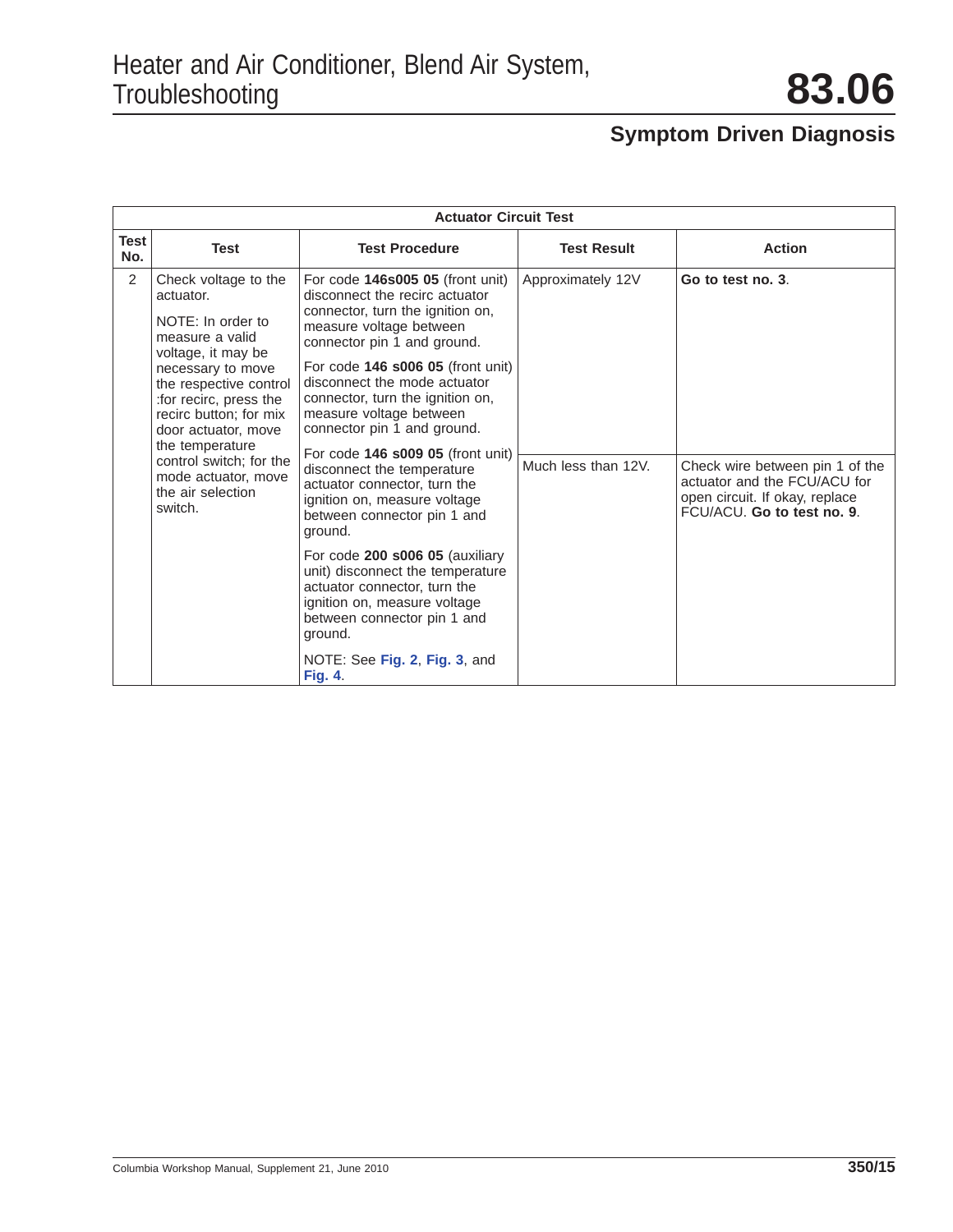## Symptom Driven Diagnosis

| Actuator Circuit Test | | | | |
|---|---|---|---|---|
| Test No. | Test | Test Procedure | Test Result | Action |
| 2 | Check voltage to the actuator. NOTE: In order to measure a valid voltage, it may be necessary to move the respective control :for recirc, press the recirc button; for mix door actuator, move the temperature control switch; for the mode actuator, move the air selection switch. | For code **146s005 05** (front unit) disconnect the recirc actuator connector, turn the ignition on, measure voltage between connector pin 1 and ground. For code **146 s006 05** (front unit) disconnect the mode actuator connector, turn the ignition on, measure voltage between connector pin 1 and ground. For code **146 s009 05** (front unit) disconnect the temperature actuator connector, turn the ignition on, measure voltage between connector pin 1 and ground. For code **200 s006 05** (auxiliary unit) disconnect the temperature actuator connector, turn the ignition on, measure voltage between connector pin 1 and ground. NOTE: See **Fig. 2**, **Fig. 3**, and **Fig. 4**. | Approximately 12V | **Go to test no. 3**. |
| | | | Much less than 12V. | Check wire between pin 1 of the actuator and the FCU/ACU for open circuit. If okay, replace FCU/ACU. **Go to test no. 9**. |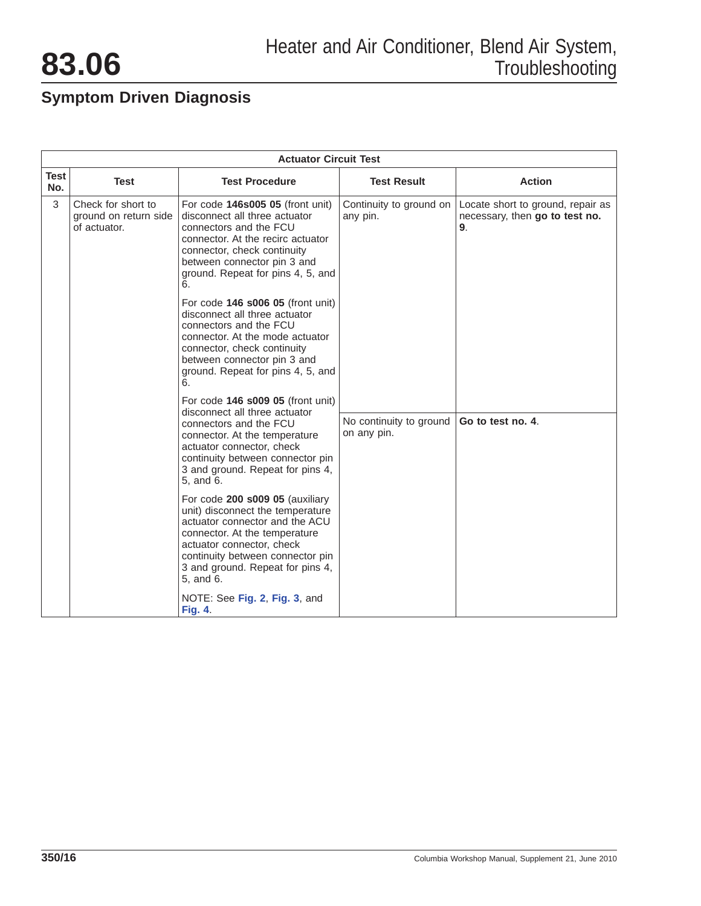## Symptom Driven Diagnosis

| Actuator Circuit Test | | | | |
|---|---|---|---|---|
| **Test No.** | **Test** | **Test Procedure** | **Test Result** | **Action** |
| 3 | Check for short to ground on return side of actuator. | For code **146s005 05** (front unit) disconnect all three actuator connectors and the FCU connector. At the recirc actuator connector, check continuity between connector pin 3 and ground. Repeat for pins 4, 5, and 6.<br><br>For code **146 s006 05** (front unit) disconnect all three actuator connectors and the FCU connector. At the mode actuator connector, check continuity between connector pin 3 and ground. Repeat for pins 4, 5, and 6.<br><br>For code **146 s009 05** (front unit) disconnect all three actuator connectors and the FCU connector. At the temperature actuator connector, check continuity between connector pin 3 and ground. Repeat for pins 4, 5, and 6.<br><br>For code **200 s009 05** (auxiliary unit) disconnect the temperature actuator connector and the ACU connector. At the temperature actuator connector, check continuity between connector pin 3 and ground. Repeat for pins 4, 5, and 6.<br><br>NOTE: See **Fig. 2**, **Fig. 3**, and **Fig. 4**. | Continuity to ground on any pin. | Locate short to ground, repair as necessary, then **go to test no. 9**. |
| | | | No continuity to ground on any pin. | **Go to test no. 4**. |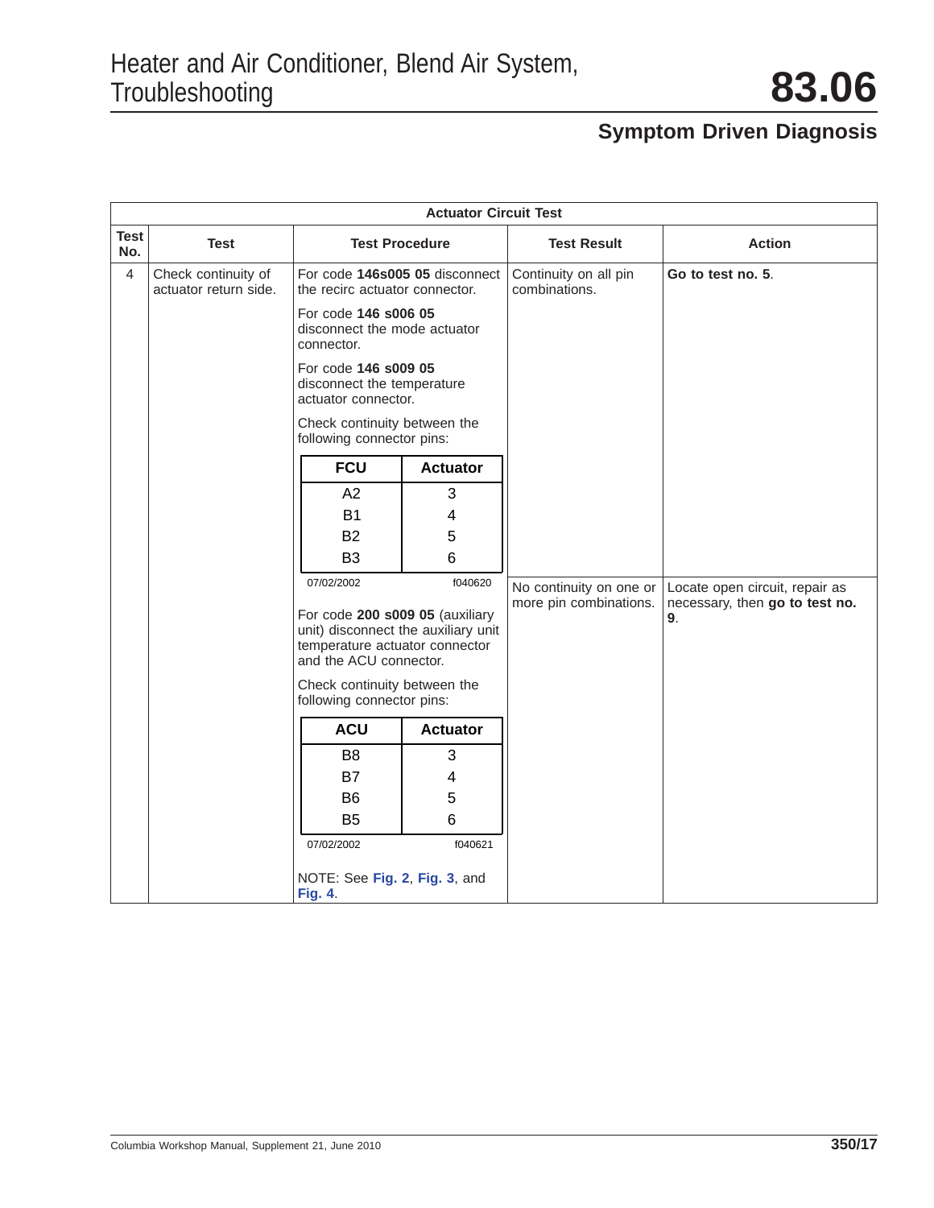## Symptom Driven Diagnosis

**Actuator Circuit Test**

| Test No. | Test | Test Procedure | Test Result | Action |
|---|---|---|---|---|
| 4 | Check continuity of actuator return side. | For code **146s005 05** disconnect the recirc actuator connector.<br><br>For code **146 s006 05** disconnect the mode actuator connector.<br><br>For code **146 s009 05** disconnect the temperature actuator connector.<br><br>Check continuity between the following connector pins:<br><br>FCU / Actuator: A2 – 3; B1 – 4; B2 – 5; B3 – 6<br>07/02/2002 f040620<br><br>For code **200 s009 05** (auxiliary unit) disconnect the auxiliary unit temperature actuator connector and the ACU connector.<br><br>Check continuity between the following connector pins:<br><br>ACU / Actuator: B8 – 3; B7 – 4; B6 – 5; B5 – 6<br>07/02/2002 f040621<br><br>NOTE: See **Fig. 2**, **Fig. 3**, and **Fig. 4**. | Continuity on all pin combinations. | **Go to test no. 5**. |
| | | | No continuity on one or more pin combinations. | Locate open circuit, repair as necessary, then **go to test no. 9**. |

| FCU | Actuator |
|---|---|
| A2 | 3 |
| B1 | 4 |
| B2 | 5 |
| B3 | 6 |

07/02/2002 f040620

| ACU | Actuator |
|---|---|
| B8 | 3 |
| B7 | 4 |
| B6 | 5 |
| B5 | 6 |

07/02/2002 f040621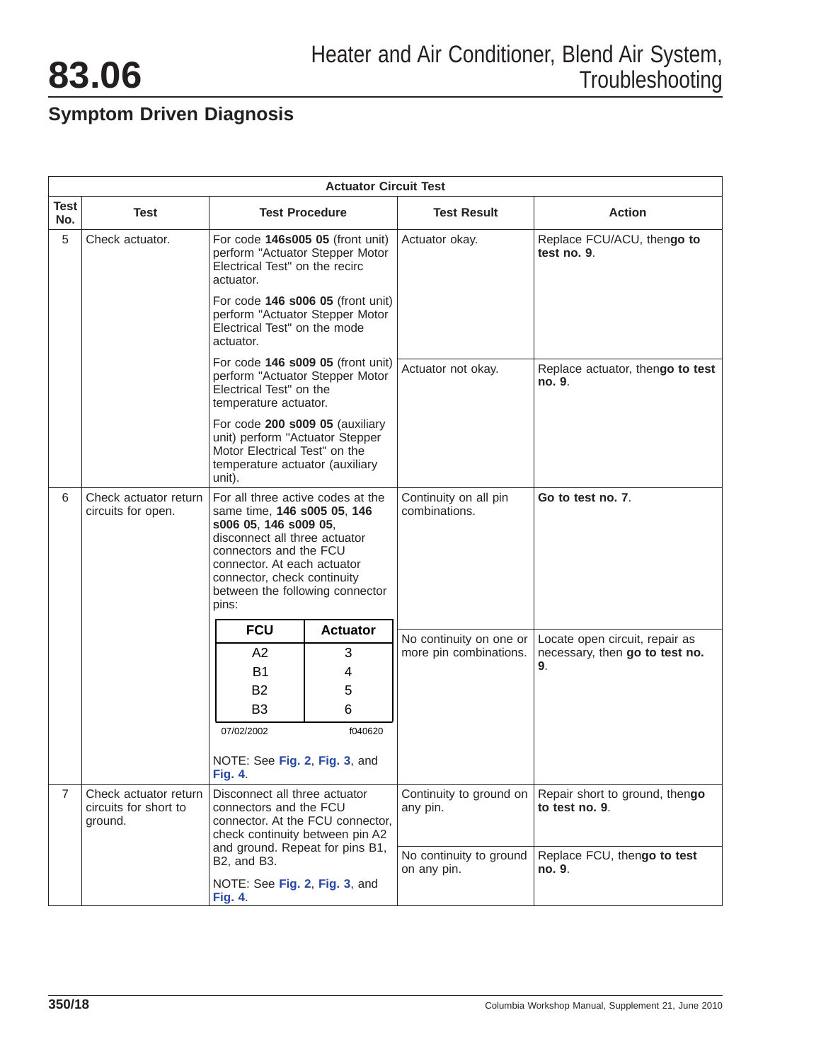## Symptom Driven Diagnosis

| Actuator Circuit Test | | | | |
|---|---|---|---|---|
| **Test No.** | **Test** | **Test Procedure** | **Test Result** | **Action** |
| 5 | Check actuator. | For code **146s005 05** (front unit) perform "Actuator Stepper Motor Electrical Test" on the recirc actuator. For code **146 s006 05** (front unit) perform "Actuator Stepper Motor Electrical Test" on the mode actuator. For code **146 s009 05** (front unit) perform "Actuator Stepper Motor Electrical Test" on the temperature actuator. For code **200 s009 05** (auxiliary unit) perform "Actuator Stepper Motor Electrical Test" on the temperature actuator (auxiliary unit). | Actuator okay. | Replace FCU/ACU, then **go to test no. 9**. |
| | | | Actuator not okay. | Replace actuator, then **go to test no. 9**. |
| 6 | Check actuator return circuits for open. | For all three active codes at the same time, **146 s005 05**, **146 s006 05**, **146 s009 05**, disconnect all three actuator connectors and the FCU connector. At each actuator connector, check continuity between the following connector pins: FCU A2 – Actuator 3; FCU B1 – Actuator 4; FCU B2 – Actuator 5; FCU B3 – Actuator 6 (07/02/2002, f040620). NOTE: See **Fig. 2**, **Fig. 3**, and **Fig. 4**. | Continuity on all pin combinations. | **Go to test no. 7**. |
| | | | No continuity on one or more pin combinations. | Locate open circuit, repair as necessary, then **go to test no. 9**. |
| 7 | Check actuator return circuits for short to ground. | Disconnect all three actuator connectors and the FCU connector. At the FCU connector, check continuity between pin A2 and ground. Repeat for pins B1, B2, and B3. NOTE: See **Fig. 2**, **Fig. 3**, and **Fig. 4**. | Continuity to ground on any pin. | Repair short to ground, then **go to test no. 9**. |
| | | | No continuity to ground on any pin. | Replace FCU, then **go to test no. 9**. |

| FCU | Actuator |
|---|---|
| A2 | 3 |
| B1 | 4 |
| B2 | 5 |
| B3 | 6 |

07/02/2002 f040620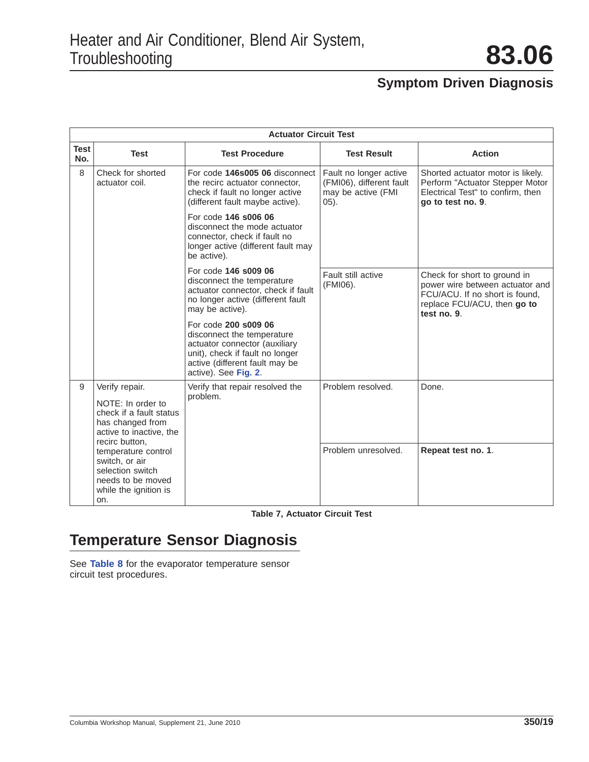## Symptom Driven Diagnosis

| Actuator Circuit Test | | | | |
|---|---|---|---|---|
| **Test No.** | **Test** | **Test Procedure** | **Test Result** | **Action** |
| 8 | Check for shorted actuator coil. | For code **146s005 06** disconnect the recirc actuator connector, check if fault no longer active (different fault maybe active). For code **146 s006 06** disconnect the mode actuator connector, check if fault no longer active (different fault may be active). For code **146 s009 06** disconnect the temperature actuator connector, check if fault no longer active (different fault may be active). For code **200 s009 06** disconnect the temperature actuator connector (auxiliary unit), check if fault no longer active (different fault may be active). See **Fig. 2**. | Fault no longer active (FMI06), different fault may be active (FMI 05). | Shorted actuator motor is likely. Perform "Actuator Stepper Motor Electrical Test" to confirm, then **go to test no. 9**. |
| | | | Fault still active (FMI06). | Check for short to ground in power wire between actuator and FCU/ACU. If no short is found, replace FCU/ACU, then **go to test no. 9**. |
| 9 | Verify repair. NOTE: In order to check if a fault status has changed from active to inactive, the recirc button, temperature control switch, or air selection switch needs to be moved while the ignition is on. | Verify that repair resolved the problem. | Problem resolved. | Done. |
| | | | Problem unresolved. | **Repeat test no. 1**. |

Table 7, Actuator Circuit Test

## Temperature Sensor Diagnosis

See **Table 8** for the evaporator temperature sensor circuit test procedures.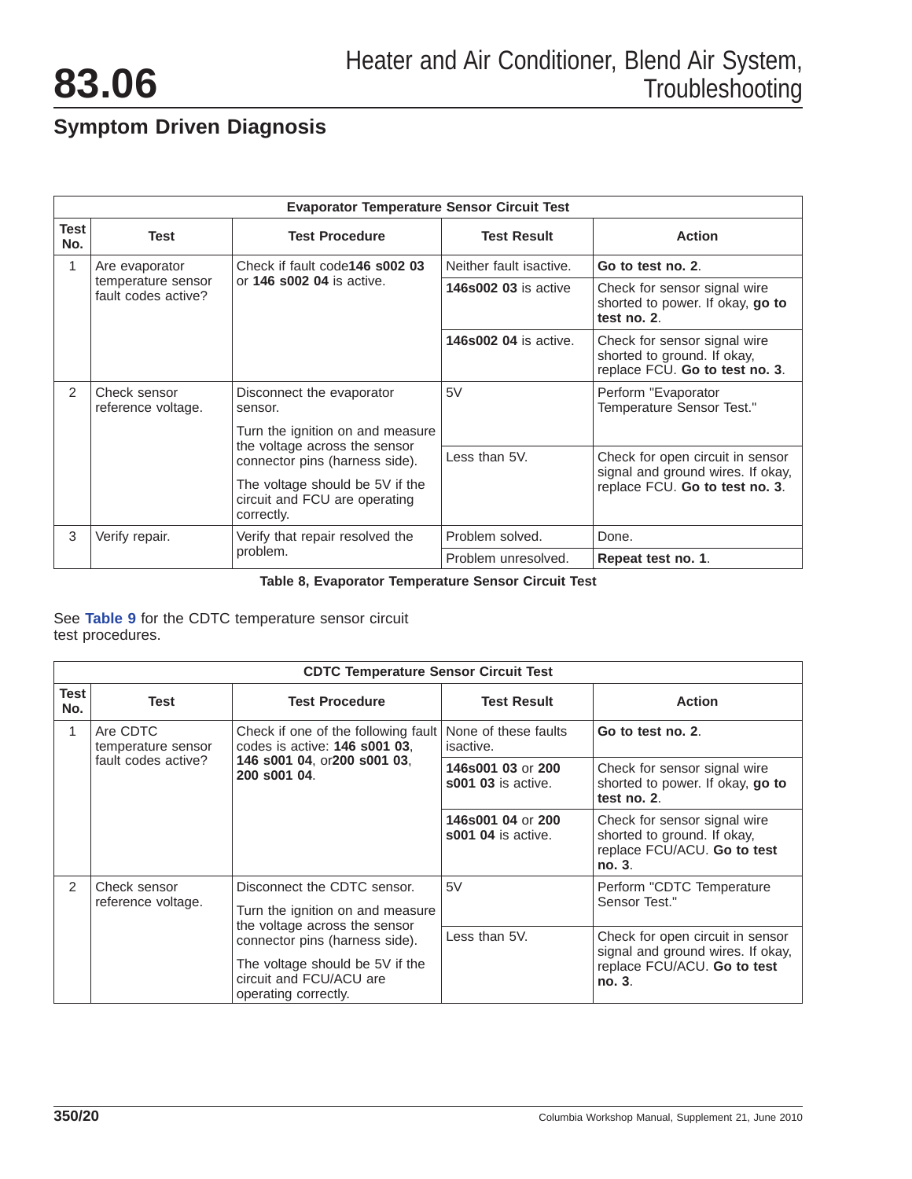## Symptom Driven Diagnosis

| Evaporator Temperature Sensor Circuit Test | | | | |
|---|---|---|---|---|
| **Test No.** | **Test** | **Test Procedure** | **Test Result** | **Action** |
| 1 | Are evaporator temperature sensor fault codes active? | Check if fault code**146 s002 03** or **146 s002 04** is active. | Neither fault isactive. | **Go to test no. 2**. |
| | | | **146s002 03** is active | Check for sensor signal wire shorted to power. If okay, **go to test no. 2**. |
| | | | **146s002 04** is active. | Check for sensor signal wire shorted to ground. If okay, replace FCU. **Go to test no. 3**. |
| 2 | Check sensor reference voltage. | Disconnect the evaporator sensor.<br>Turn the ignition on and measure the voltage across the sensor connector pins (harness side).<br>The voltage should be 5V if the circuit and FCU are operating correctly. | 5V | Perform "Evaporator Temperature Sensor Test." |
| | | | Less than 5V. | Check for open circuit in sensor signal and ground wires. If okay, replace FCU. **Go to test no. 3**. |
| 3 | Verify repair. | Verify that repair resolved the problem. | Problem solved. | Done. |
| | | | Problem unresolved. | **Repeat test no. 1**. |

**Table 8, Evaporator Temperature Sensor Circuit Test**

See **Table 9** for the CDTC temperature sensor circuit test procedures.

| CDTC Temperature Sensor Circuit Test | | | | |
|---|---|---|---|---|
| **Test No.** | **Test** | **Test Procedure** | **Test Result** | **Action** |
| 1 | Are CDTC temperature sensor fault codes active? | Check if one of the following fault codes is active: **146 s001 03**, **146 s001 04**, or**200 s001 03**, **200 s001 04**. | None of these faults isactive. | **Go to test no. 2**. |
| | | | **146s001 03** or **200 s001 03** is active. | Check for sensor signal wire shorted to power. If okay, **go to test no. 2**. |
| | | | **146s001 04** or **200 s001 04** is active. | Check for sensor signal wire shorted to ground. If okay, replace FCU/ACU. **Go to test no. 3**. |
| 2 | Check sensor reference voltage. | Disconnect the CDTC sensor.<br>Turn the ignition on and measure the voltage across the sensor connector pins (harness side).<br>The voltage should be 5V if the circuit and FCU/ACU are operating correctly. | 5V | Perform "CDTC Temperature Sensor Test." |
| | | | Less than 5V. | Check for open circuit in sensor signal and ground wires. If okay, replace FCU/ACU. **Go to test no. 3**. |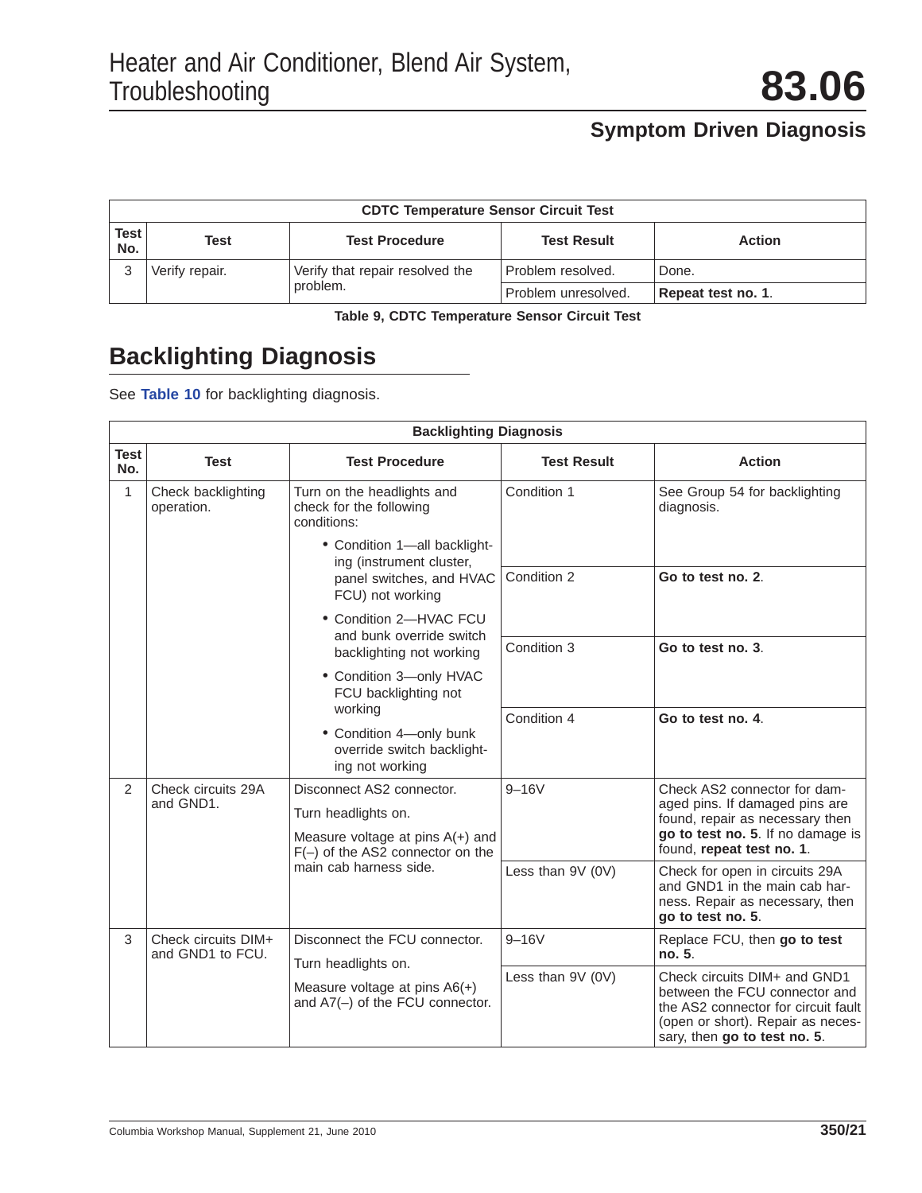| CDTC Temperature Sensor Circuit Test | | | | |
|---|---|---|---|---|
| **Test No.** | **Test** | **Test Procedure** | **Test Result** | **Action** |
| 3 | Verify repair. | Verify that repair resolved the problem. | Problem resolved. | Done. |
| | | | Problem unresolved. | **Repeat test no. 1**. |

**Table 9, CDTC Temperature Sensor Circuit Test**

## Backlighting Diagnosis

See **Table 10** for backlighting diagnosis.

| Backlighting Diagnosis | | | | |
|---|---|---|---|---|
| **Test No.** | **Test** | **Test Procedure** | **Test Result** | **Action** |
| 1 | Check backlighting operation. | Turn on the headlights and check for the following conditions: <br>• Condition 1—all backlighting (instrument cluster, panel switches, and HVAC FCU) not working <br>• Condition 2—HVAC FCU and bunk override switch backlighting not working <br>• Condition 3—only HVAC FCU backlighting not working <br>• Condition 4—only bunk override switch backlighting not working | Condition 1 | See Group 54 for backlighting diagnosis. |
| | | | Condition 2 | **Go to test no. 2**. |
| | | | Condition 3 | **Go to test no. 3**. |
| | | | Condition 4 | **Go to test no. 4**. |
| 2 | Check circuits 29A and GND1. | Disconnect AS2 connector. <br>Turn headlights on. <br>Measure voltage at pins A(+) and F(–) of the AS2 connector on the main cab harness side. | 9–16V | Check AS2 connector for damaged pins. If damaged pins are found, repair as necessary then **go to test no. 5**. If no damage is found, **repeat test no. 1**. |
| | | | Less than 9V (0V) | Check for open in circuits 29A and GND1 in the main cab harness. Repair as necessary, then **go to test no. 5**. |
| 3 | Check circuits DIM+ and GND1 to FCU. | Disconnect the FCU connector. <br>Turn headlights on. <br>Measure voltage at pins A6(+) and A7(–) of the FCU connector. | 9–16V | Replace FCU, then **go to test no. 5**. |
| | | | Less than 9V (0V) | Check circuits DIM+ and GND1 between the FCU connector and the AS2 connector for circuit fault (open or short). Repair as necessary, then **go to test no. 5**. |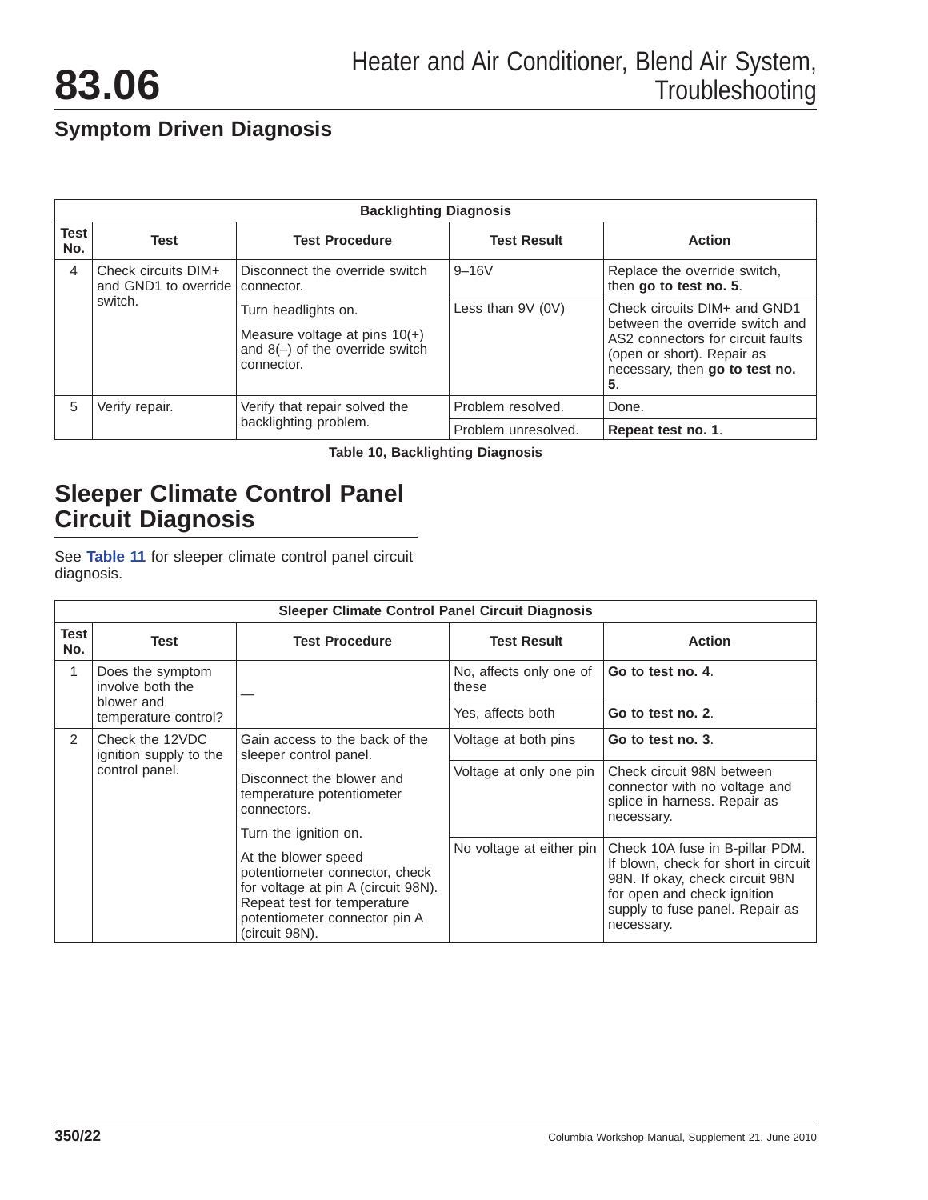## Symptom Driven Diagnosis

| Backlighting Diagnosis | | | | |
|---|---|---|---|---|
| **Test No.** | **Test** | **Test Procedure** | **Test Result** | **Action** |
| 4 | Check circuits DIM+ and GND1 to override switch. | Disconnect the override switch connector. Turn headlights on. Measure voltage at pins 10(+) and 8(–) of the override switch connector. | 9–16V | Replace the override switch, then **go to test no. 5**. |
| | | | Less than 9V (0V) | Check circuits DIM+ and GND1 between the override switch and AS2 connectors for circuit faults (open or short). Repair as necessary, then **go to test no. 5**. |
| 5 | Verify repair. | Verify that repair solved the backlighting problem. | Problem resolved. | Done. |
| | | | Problem unresolved. | **Repeat test no. 1**. |

**Table 10, Backlighting Diagnosis**

## Sleeper Climate Control Panel Circuit Diagnosis

See **Table 11** for sleeper climate control panel circuit diagnosis.

| Sleeper Climate Control Panel Circuit Diagnosis | | | | |
|---|---|---|---|---|
| **Test No.** | **Test** | **Test Procedure** | **Test Result** | **Action** |
| 1 | Does the symptom involve both the blower and temperature control? | — | No, affects only one of these | **Go to test no. 4**. |
| | | | Yes, affects both | **Go to test no. 2**. |
| 2 | Check the 12VDC ignition supply to the control panel. | Gain access to the back of the sleeper control panel. Disconnect the blower and temperature potentiometer connectors. Turn the ignition on. At the blower speed potentiometer connector, check for voltage at pin A (circuit 98N). Repeat test for temperature potentiometer connector pin A (circuit 98N). | Voltage at both pins | **Go to test no. 3**. |
| | | | Voltage at only one pin | Check circuit 98N between connector with no voltage and splice in harness. Repair as necessary. |
| | | | No voltage at either pin | Check 10A fuse in B-pillar PDM. If blown, check for short in circuit 98N. If okay, check circuit 98N for open and check ignition supply to fuse panel. Repair as necessary. |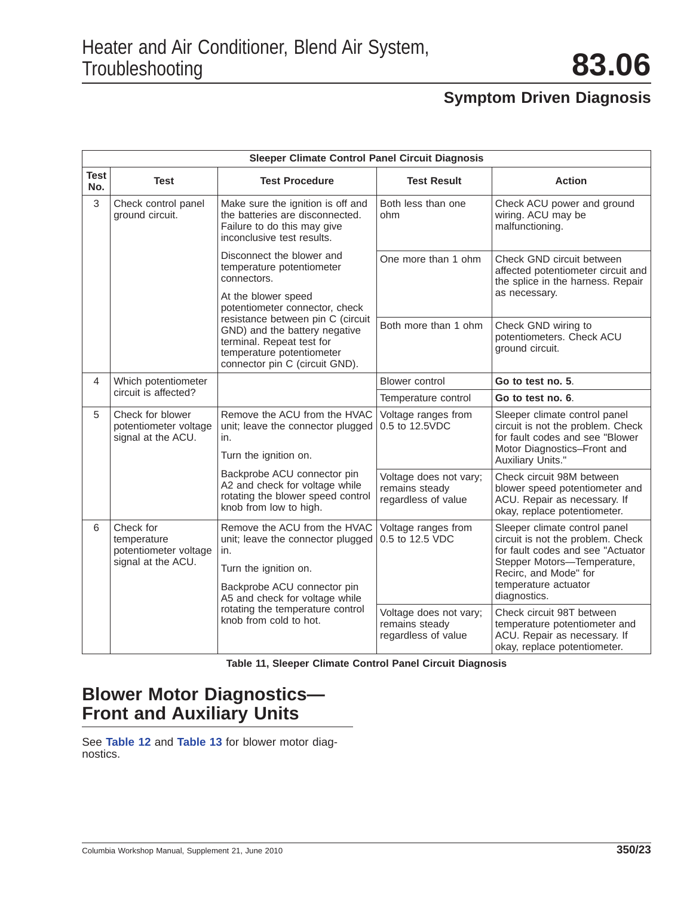## Symptom Driven Diagnosis

| Sleeper Climate Control Panel Circuit Diagnosis | | | | |
|---|---|---|---|---|
| Test No. | Test | Test Procedure | Test Result | Action |
| 3 | Check control panel ground circuit. | Make sure the ignition is off and the batteries are disconnected. Failure to do this may give inconclusive test results. Disconnect the blower and temperature potentiometer connectors. At the blower speed potentiometer connector, check resistance between pin C (circuit GND) and the battery negative terminal. Repeat test for temperature potentiometer connector pin C (circuit GND). | Both less than one ohm | Check ACU power and ground wiring. ACU may be malfunctioning. |
| | | | One more than 1 ohm | Check GND circuit between affected potentiometer circuit and the splice in the harness. Repair as necessary. |
| | | | Both more than 1 ohm | Check GND wiring to potentiometers. Check ACU ground circuit. |
| 4 | Which potentiometer circuit is affected? | | Blower control | **Go to test no. 5**. |
| | | | Temperature control | **Go to test no. 6**. |
| 5 | Check for blower potentiometer voltage signal at the ACU. | Remove the ACU from the HVAC unit; leave the connector plugged in. Turn the ignition on. Backprobe ACU connector pin A2 and check for voltage while rotating the blower speed control knob from low to high. | Voltage ranges from 0.5 to 12.5VDC | Sleeper climate control panel circuit is not the problem. Check for fault codes and see "Blower Motor Diagnostics–Front and Auxiliary Units." |
| | | | Voltage does not vary; remains steady regardless of value | Check circuit 98M between blower speed potentiometer and ACU. Repair as necessary. If okay, replace potentiometer. |
| 6 | Check for temperature potentiometer voltage signal at the ACU. | Remove the ACU from the HVAC unit; leave the connector plugged in. Turn the ignition on. Backprobe ACU connector pin A5 and check for voltage while rotating the temperature control knob from cold to hot. | Voltage ranges from 0.5 to 12.5 VDC | Sleeper climate control panel circuit is not the problem. Check for fault codes and see "Actuator Stepper Motors—Temperature, Recirc, and Mode" for temperature actuator diagnostics. |
| | | | Voltage does not vary; remains steady regardless of value | Check circuit 98T between temperature potentiometer and ACU. Repair as necessary. If okay, replace potentiometer. |

**Table 11, Sleeper Climate Control Panel Circuit Diagnosis**

## Blower Motor Diagnostics—Front and Auxiliary Units

See **Table 12** and **Table 13** for blower motor diagnostics.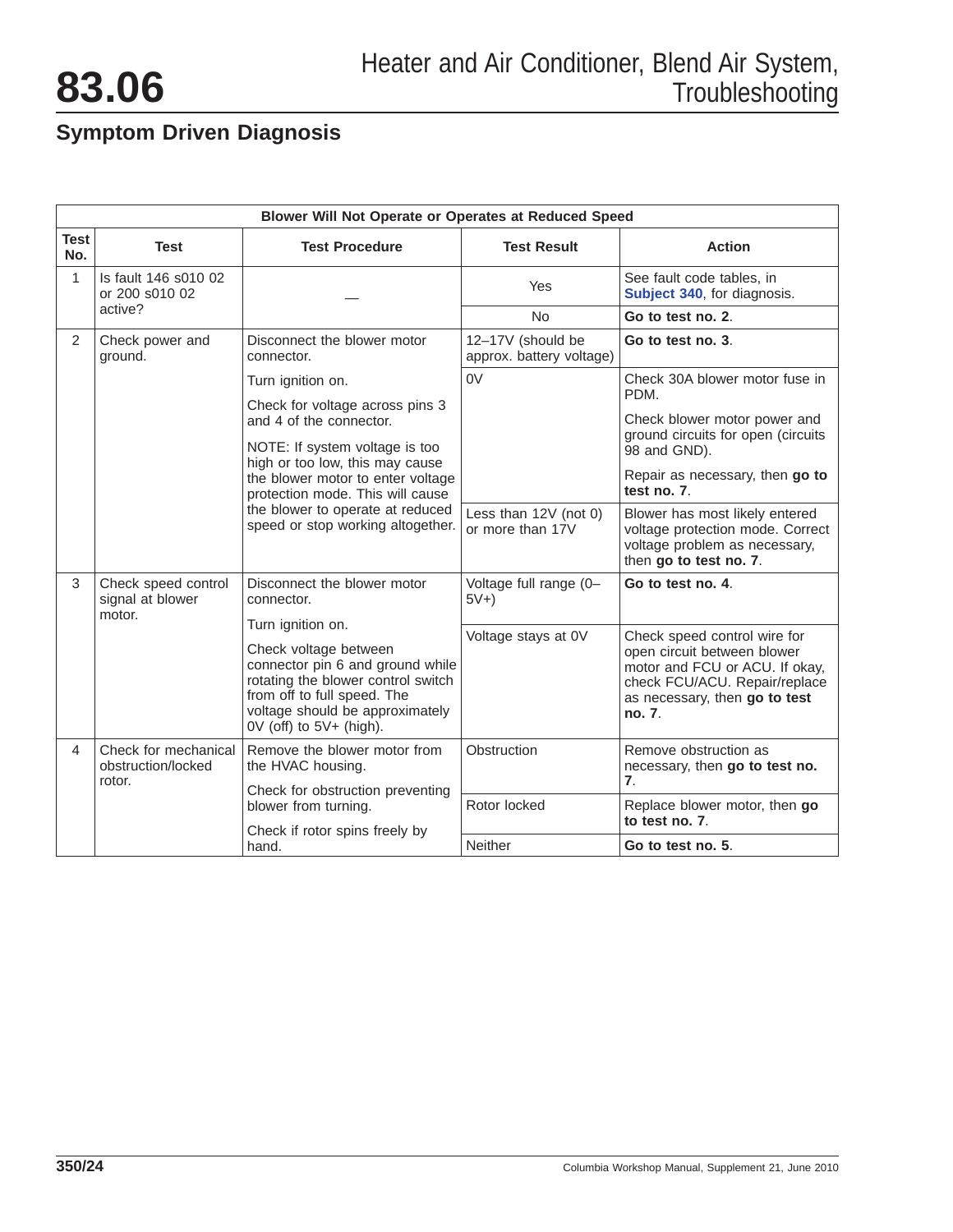## Symptom Driven Diagnosis

| Blower Will Not Operate or Operates at Reduced Speed | | | | |
|---|---|---|---|---|
| **Test No.** | **Test** | **Test Procedure** | **Test Result** | **Action** |
| 1 | Is fault 146 s010 02 or 200 s010 02 active? | — | Yes | See fault code tables, in **Subject 340**, for diagnosis. |
| | | | No | **Go to test no. 2**. |
| 2 | Check power and ground. | Disconnect the blower motor connector. | 12–17V (should be approx. battery voltage) | **Go to test no. 3**. |
| | | Turn ignition on. Check for voltage across pins 3 and 4 of the connector. NOTE: If system voltage is too high or too low, this may cause the blower motor to enter voltage protection mode. This will cause the blower to operate at reduced speed or stop working altogether. | 0V | Check 30A blower motor fuse in PDM. Check blower motor power and ground circuits for open (circuits 98 and GND). Repair as necessary, then **go to test no. 7**. |
| | | | Less than 12V (not 0) or more than 17V | Blower has most likely entered voltage protection mode. Correct voltage problem as necessary, then **go to test no. 7**. |
| 3 | Check speed control signal at blower motor. | Disconnect the blower motor connector. | Voltage full range (0–5V+) | **Go to test no. 4**. |
| | | Turn ignition on. Check voltage between connector pin 6 and ground while rotating the blower control switch from off to full speed. The voltage should be approximately 0V (off) to 5V+ (high). | Voltage stays at 0V | Check speed control wire for open circuit between blower motor and FCU or ACU. If okay, check FCU/ACU. Repair/replace as necessary, then **go to test no. 7**. |
| 4 | Check for mechanical obstruction/locked rotor. | Remove the blower motor from the HVAC housing. Check for obstruction preventing blower from turning. Check if rotor spins freely by hand. | Obstruction | Remove obstruction as necessary, then **go to test no. 7**. |
| | | | Rotor locked | Replace blower motor, then **go to test no. 7**. |
| | | | Neither | **Go to test no. 5**. |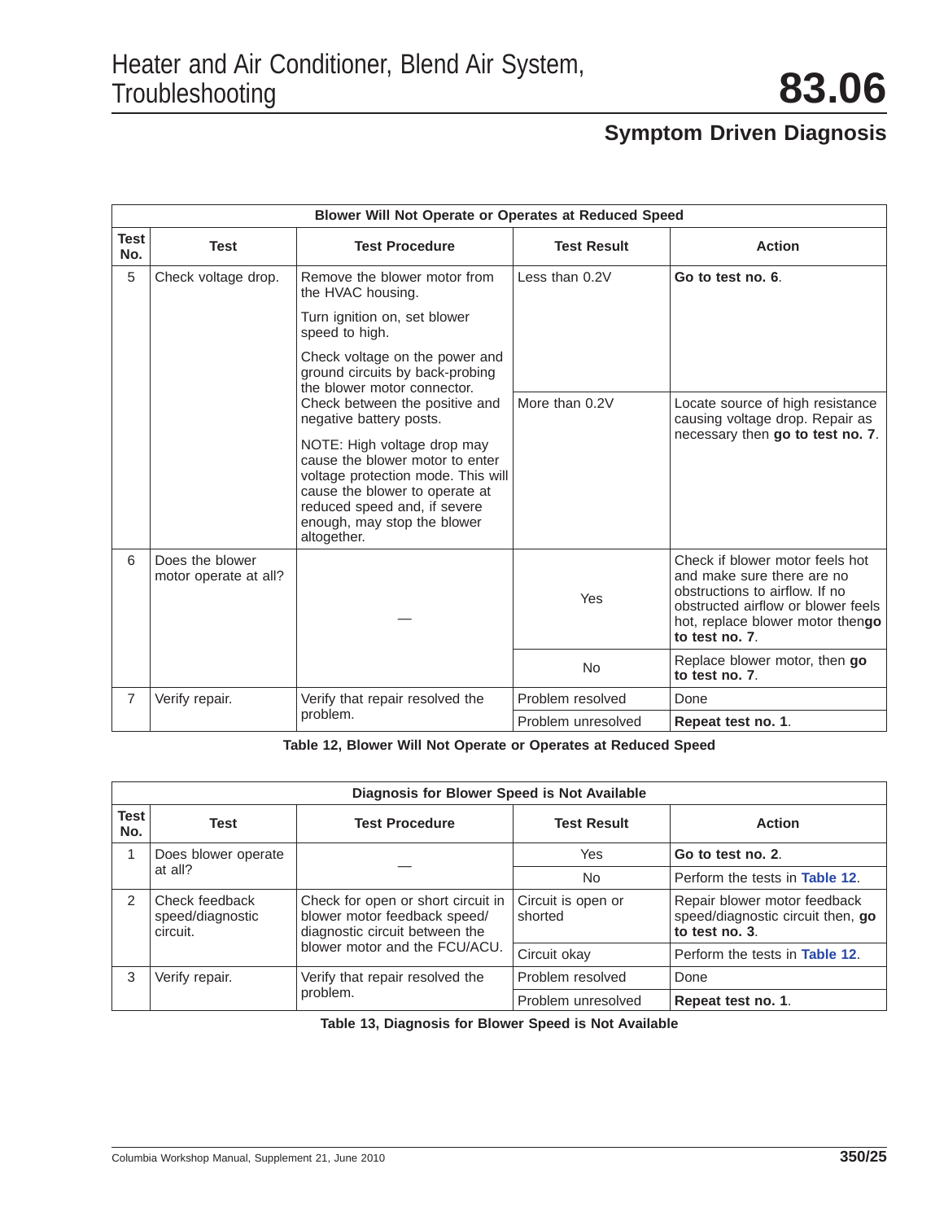## Symptom Driven Diagnosis

| Blower Will Not Operate or Operates at Reduced Speed | | | | |
|---|---|---|---|---|
| **Test No.** | **Test** | **Test Procedure** | **Test Result** | **Action** |
| 5 | Check voltage drop. | Remove the blower motor from the HVAC housing.<br><br>Turn ignition on, set blower speed to high.<br><br>Check voltage on the power and ground circuits by back-probing the blower motor connector. Check between the positive and negative battery posts.<br><br>NOTE: High voltage drop may cause the blower motor to enter voltage protection mode. This will cause the blower to operate at reduced speed and, if severe enough, may stop the blower altogether. | Less than 0.2V | **Go to test no. 6**. |
| | | | More than 0.2V | Locate source of high resistance causing voltage drop. Repair as necessary then **go to test no. 7**. |
| 6 | Does the blower motor operate at all? | — | Yes | Check if blower motor feels hot and make sure there are no obstructions to airflow. If no obstructed airflow or blower feels hot, replace blower motor then**go to test no. 7**. |
| | | | No | Replace blower motor, then **go to test no. 7**. |
| 7 | Verify repair. | Verify that repair resolved the problem. | Problem resolved | Done |
| | | | Problem unresolved | **Repeat test no. 1**. |

**Table 12, Blower Will Not Operate or Operates at Reduced Speed**

| Diagnosis for Blower Speed is Not Available | | | | |
|---|---|---|---|---|
| **Test No.** | **Test** | **Test Procedure** | **Test Result** | **Action** |
| 1 | Does blower operate at all? | — | Yes | **Go to test no. 2**. |
| | | | No | Perform the tests in **Table 12**. |
| 2 | Check feedback speed/diagnostic circuit. | Check for open or short circuit in blower motor feedback speed/diagnostic circuit between the blower motor and the FCU/ACU. | Circuit is open or shorted | Repair blower motor feedback speed/diagnostic circuit then, **go to test no. 3**. |
| | | | Circuit okay | Perform the tests in **Table 12**. |
| 3 | Verify repair. | Verify that repair resolved the problem. | Problem resolved | Done |
| | | | Problem unresolved | **Repeat test no. 1**. |

**Table 13, Diagnosis for Blower Speed is Not Available**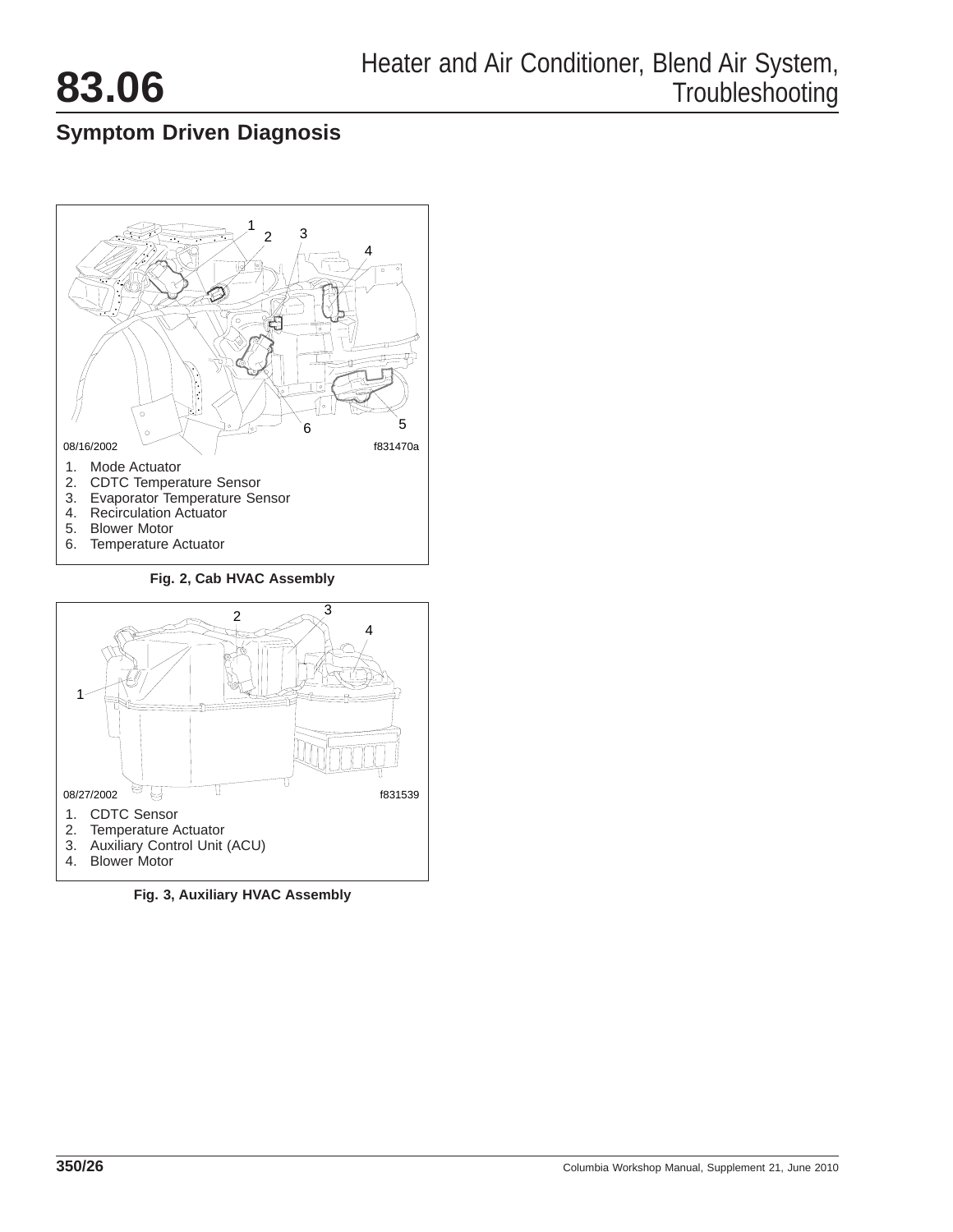## Symptom Driven Diagnosis

08/16/2002 f831470a

1. Mode Actuator
2. CDTC Temperature Sensor
3. Evaporator Temperature Sensor
4. Recirculation Actuator
5. Blower Motor
6. Temperature Actuator

**Fig. 2, Cab HVAC Assembly**

08/27/2002 f831539

1. CDTC Sensor
2. Temperature Actuator
3. Auxiliary Control Unit (ACU)
4. Blower Motor

**Fig. 3, Auxiliary HVAC Assembly**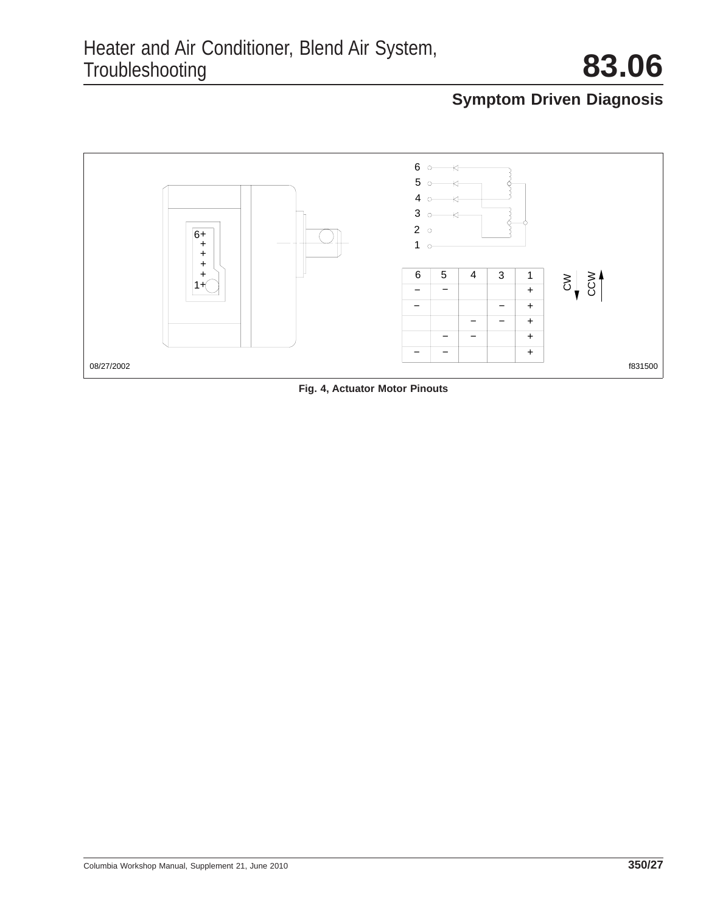## Symptom Driven Diagnosis

6
5
4
3
2
1

6+
+
+
+
+
1+

| 6 | 5 | 4 | 3 | 1 |
|---|---|---|---|---|
| – | – | | | + |
| – | | | – | + |
| | | – | – | + |
| | – | – | | + |
| – | – | | | + |

CW
CCW

08/27/2002 f831500

Fig. 4, Actuator Motor Pinouts